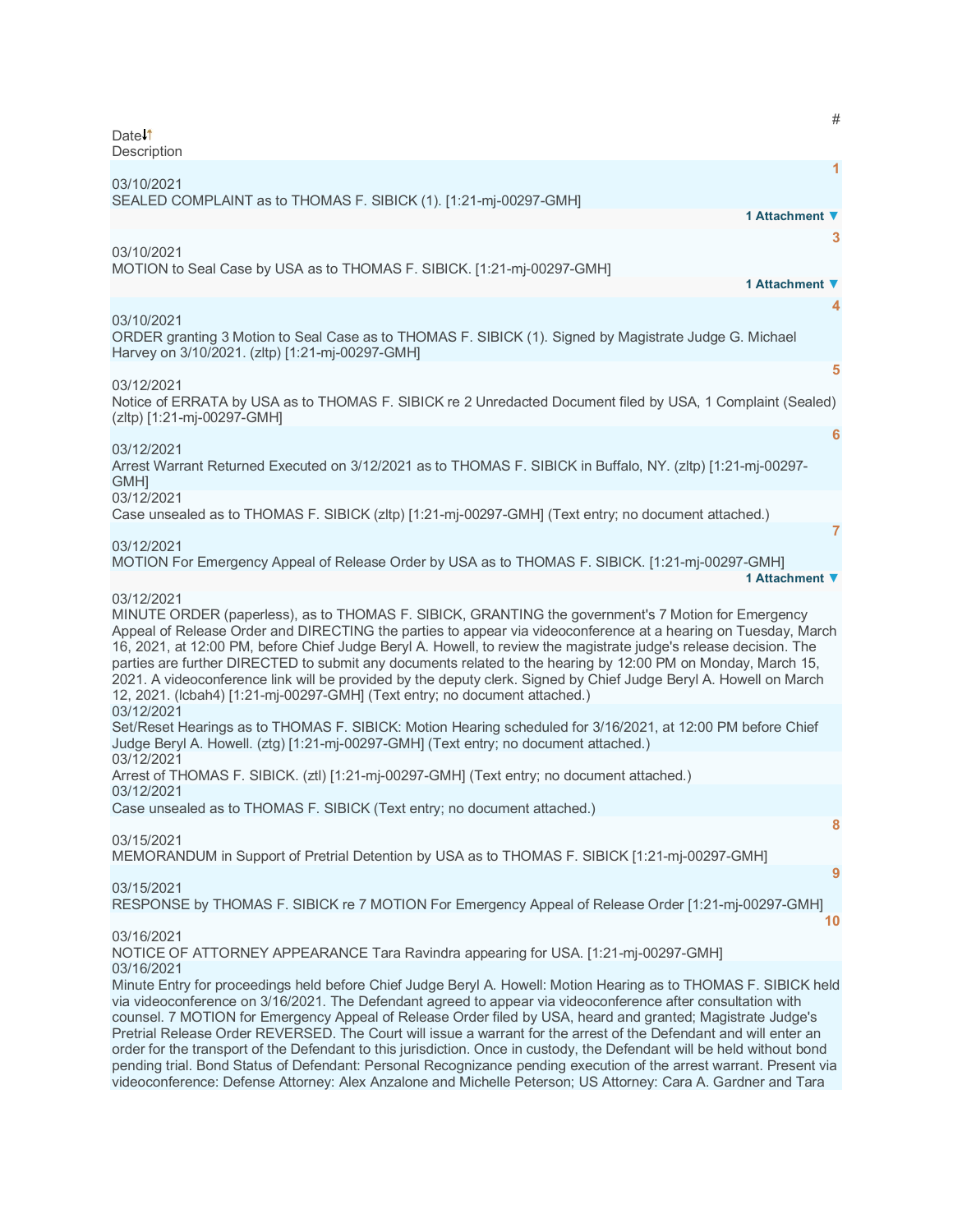| # | Date | Description |
| --- | --- | --- |
| 1 | 03/10/2021 | SEALED COMPLAINT as to THOMAS F. SIBICK (1). [1:21-mj-00297-GMH] 1 Attachment ▼ |
| 3 | 03/10/2021 | MOTION to Seal Case by USA as to THOMAS F. SIBICK. [1:21-mj-00297-GMH] 1 Attachment ▼ |
| 4 | 03/10/2021 | ORDER granting 3 Motion to Seal Case as to THOMAS F. SIBICK (1). Signed by Magistrate Judge G. Michael Harvey on 3/10/2021. (zltp) [1:21-mj-00297-GMH] |
| 5 | 03/12/2021 | Notice of ERRATA by USA as to THOMAS F. SIBICK re 2 Unredacted Document filed by USA, 1 Complaint (Sealed) (zltp) [1:21-mj-00297-GMH] |
| 6 | 03/12/2021 | Arrest Warrant Returned Executed on 3/12/2021 as to THOMAS F. SIBICK in Buffalo, NY. (zltp) [1:21-mj-00297-GMH] |
| | 03/12/2021 | Case unsealed as to THOMAS F. SIBICK (zltp) [1:21-mj-00297-GMH] (Text entry; no document attached.) |
| 7 | 03/12/2021 | MOTION For Emergency Appeal of Release Order by USA as to THOMAS F. SIBICK. [1:21-mj-00297-GMH] 1 Attachment ▼ |
| | 03/12/2021 | MINUTE ORDER (paperless), as to THOMAS F. SIBICK, GRANTING the government's 7 Motion for Emergency Appeal of Release Order and DIRECTING the parties to appear via videoconference at a hearing on Tuesday, March 16, 2021, at 12:00 PM, before Chief Judge Beryl A. Howell, to review the magistrate judge's release decision. The parties are further DIRECTED to submit any documents related to the hearing by 12:00 PM on Monday, March 15, 2021. A videoconference link will be provided by the deputy clerk. Signed by Chief Judge Beryl A. Howell on March 12, 2021. (lcbah4) [1:21-mj-00297-GMH] (Text entry; no document attached.) |
| | 03/12/2021 | Set/Reset Hearings as to THOMAS F. SIBICK: Motion Hearing scheduled for 3/16/2021, at 12:00 PM before Chief Judge Beryl A. Howell. (ztg) [1:21-mj-00297-GMH] (Text entry; no document attached.) |
| | 03/12/2021 | Arrest of THOMAS F. SIBICK. (ztl) [1:21-mj-00297-GMH] (Text entry; no document attached.) |
| | 03/12/2021 | Case unsealed as to THOMAS F. SIBICK (Text entry; no document attached.) |
| 8 | 03/15/2021 | MEMORANDUM in Support of Pretrial Detention by USA as to THOMAS F. SIBICK [1:21-mj-00297-GMH] |
| 9 | 03/15/2021 | RESPONSE by THOMAS F. SIBICK re 7 MOTION For Emergency Appeal of Release Order [1:21-mj-00297-GMH] |
| 10 | 03/16/2021 | NOTICE OF ATTORNEY APPEARANCE Tara Ravindra appearing for USA. [1:21-mj-00297-GMH] |
| | 03/16/2021 | Minute Entry for proceedings held before Chief Judge Beryl A. Howell: Motion Hearing as to THOMAS F. SIBICK held via videoconference on 3/16/2021. The Defendant agreed to appear via videoconference after consultation with counsel. 7 MOTION for Emergency Appeal of Release Order filed by USA, heard and granted; Magistrate Judge's Pretrial Release Order REVERSED. The Court will issue a warrant for the arrest of the Defendant and will enter an order for the transport of the Defendant to this jurisdiction. Once in custody, the Defendant will be held without bond pending trial. Bond Status of Defendant: Personal Recognizance pending execution of the arrest warrant. Present via videoconference: Defense Attorney: Alex Anzalone and Michelle Peterson; US Attorney: Cara A. Gardner and Tara |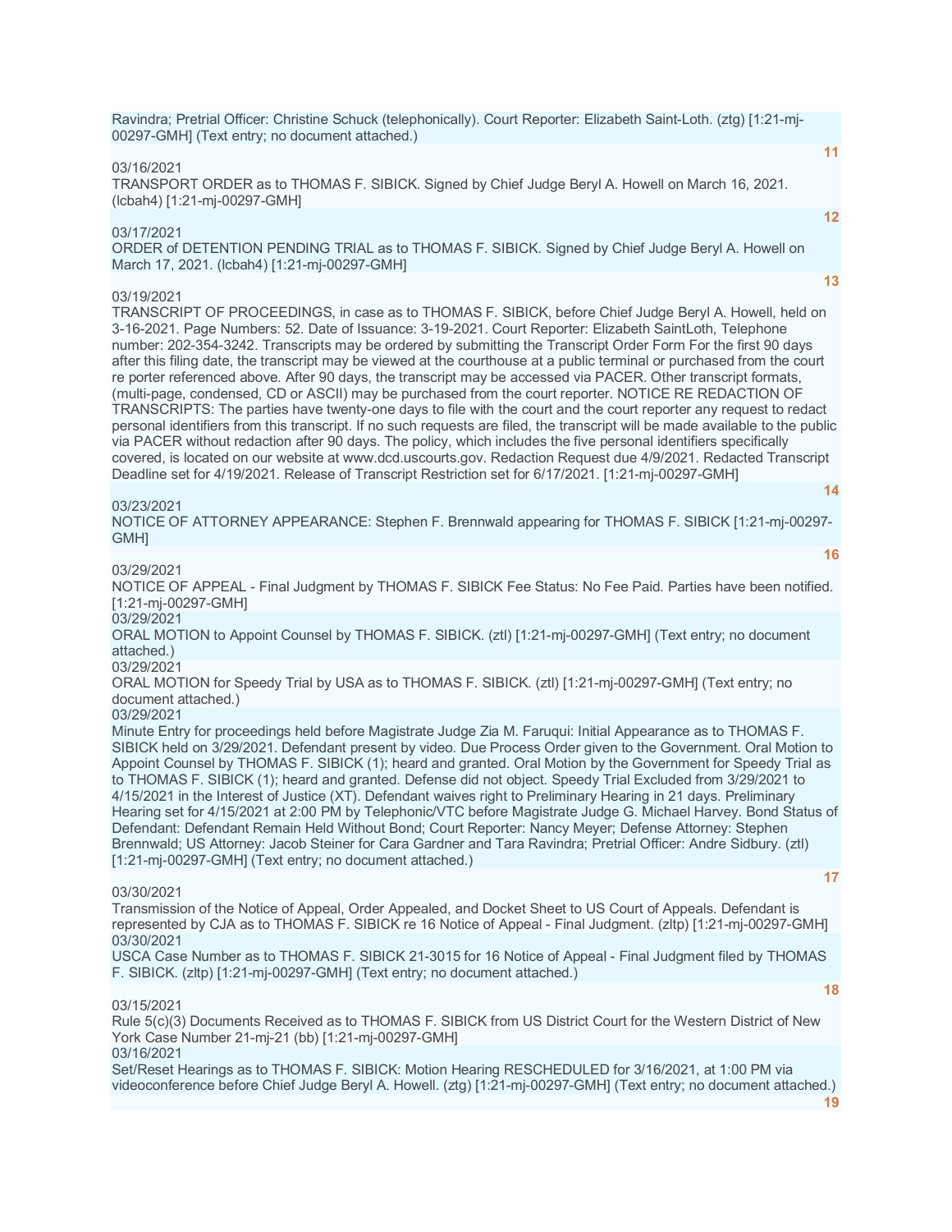Ravindra; Pretrial Officer: Christine Schuck (telephonically). Court Reporter: Elizabeth Saint-Loth. (ztg) [1:21-mj-00297-GMH] (Text entry; no document attached.)

**11**

03/16/2021
TRANSPORT ORDER as to THOMAS F. SIBICK. Signed by Chief Judge Beryl A. Howell on March 16, 2021. (lcbah4) [1:21-mj-00297-GMH]

**12**

03/17/2021
ORDER of DETENTION PENDING TRIAL as to THOMAS F. SIBICK. Signed by Chief Judge Beryl A. Howell on March 17, 2021. (lcbah4) [1:21-mj-00297-GMH]

**13**

03/19/2021
TRANSCRIPT OF PROCEEDINGS, in case as to THOMAS F. SIBICK, before Chief Judge Beryl A. Howell, held on 3-16-2021. Page Numbers: 52. Date of Issuance: 3-19-2021. Court Reporter: Elizabeth SaintLoth, Telephone number: 202-354-3242. Transcripts may be ordered by submitting the Transcript Order Form For the first 90 days after this filing date, the transcript may be viewed at the courthouse at a public terminal or purchased from the court re porter referenced above. After 90 days, the transcript may be accessed via PACER. Other transcript formats, (multi-page, condensed, CD or ASCII) may be purchased from the court reporter. NOTICE RE REDACTION OF TRANSCRIPTS: The parties have twenty-one days to file with the court and the court reporter any request to redact personal identifiers from this transcript. If no such requests are filed, the transcript will be made available to the public via PACER without redaction after 90 days. The policy, which includes the five personal identifiers specifically covered, is located on our website at www.dcd.uscourts.gov. Redaction Request due 4/9/2021. Redacted Transcript Deadline set for 4/19/2021. Release of Transcript Restriction set for 6/17/2021. [1:21-mj-00297-GMH]

**14**

03/23/2021
NOTICE OF ATTORNEY APPEARANCE: Stephen F. Brennwald appearing for THOMAS F. SIBICK [1:21-mj-00297-GMH]

**16**

03/29/2021
NOTICE OF APPEAL - Final Judgment by THOMAS F. SIBICK Fee Status: No Fee Paid. Parties have been notified. [1:21-mj-00297-GMH]

03/29/2021
ORAL MOTION to Appoint Counsel by THOMAS F. SIBICK. (ztl) [1:21-mj-00297-GMH] (Text entry; no document attached.)

03/29/2021
ORAL MOTION for Speedy Trial by USA as to THOMAS F. SIBICK. (ztl) [1:21-mj-00297-GMH] (Text entry; no document attached.)

03/29/2021
Minute Entry for proceedings held before Magistrate Judge Zia M. Faruqui: Initial Appearance as to THOMAS F. SIBICK held on 3/29/2021. Defendant present by video. Due Process Order given to the Government. Oral Motion to Appoint Counsel by THOMAS F. SIBICK (1); heard and granted. Oral Motion by the Government for Speedy Trial as to THOMAS F. SIBICK (1); heard and granted. Defense did not object. Speedy Trial Excluded from 3/29/2021 to 4/15/2021 in the Interest of Justice (XT). Defendant waives right to Preliminary Hearing in 21 days. Preliminary Hearing set for 4/15/2021 at 2:00 PM by Telephonic/VTC before Magistrate Judge G. Michael Harvey. Bond Status of Defendant: Defendant Remain Held Without Bond; Court Reporter: Nancy Meyer; Defense Attorney: Stephen Brennwald; US Attorney: Jacob Steiner for Cara Gardner and Tara Ravindra; Pretrial Officer: Andre Sidbury. (ztl) [1:21-mj-00297-GMH] (Text entry; no document attached.)

**17**

03/30/2021
Transmission of the Notice of Appeal, Order Appealed, and Docket Sheet to US Court of Appeals. Defendant is represented by CJA as to THOMAS F. SIBICK re 16 Notice of Appeal - Final Judgment. (zltp) [1:21-mj-00297-GMH]

03/30/2021
USCA Case Number as to THOMAS F. SIBICK 21-3015 for 16 Notice of Appeal - Final Judgment filed by THOMAS F. SIBICK. (zltp) [1:21-mj-00297-GMH] (Text entry; no document attached.)

**18**

03/15/2021
Rule 5(c)(3) Documents Received as to THOMAS F. SIBICK from US District Court for the Western District of New York Case Number 21-mj-21 (bb) [1:21-mj-00297-GMH]

03/16/2021
Set/Reset Hearings as to THOMAS F. SIBICK: Motion Hearing RESCHEDULED for 3/16/2021, at 1:00 PM via videoconference before Chief Judge Beryl A. Howell. (ztg) [1:21-mj-00297-GMH] (Text entry; no document attached.)

**19**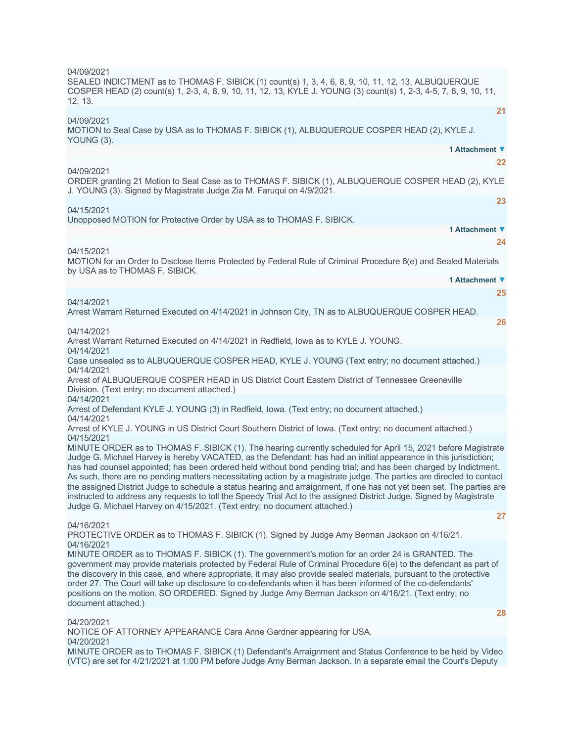04/09/2021
SEALED INDICTMENT as to THOMAS F. SIBICK (1) count(s) 1, 3, 4, 6, 8, 9, 10, 11, 12, 13, ALBUQUERQUE COSPER HEAD (2) count(s) 1, 2-3, 4, 8, 9, 10, 11, 12, 13, KYLE J. YOUNG (3) count(s) 1, 2-3, 4-5, 7, 8, 9, 10, 11, 12, 13.

**21**

04/09/2021
MOTION to Seal Case by USA as to THOMAS F. SIBICK (1), ALBUQUERQUE COSPER HEAD (2), KYLE J. YOUNG (3).

**1 Attachment ▼**

**22**

04/09/2021
ORDER granting 21 Motion to Seal Case as to THOMAS F. SIBICK (1), ALBUQUERQUE COSPER HEAD (2), KYLE J. YOUNG (3). Signed by Magistrate Judge Zia M. Faruqui on 4/9/2021.

**23**

04/15/2021
Unopposed MOTION for Protective Order by USA as to THOMAS F. SIBICK.

**1 Attachment ▼**

**24**

04/15/2021
MOTION for an Order to Disclose Items Protected by Federal Rule of Criminal Procedure 6(e) and Sealed Materials by USA as to THOMAS F. SIBICK.

**1 Attachment ▼**

**25**

04/14/2021
Arrest Warrant Returned Executed on 4/14/2021 in Johnson City, TN as to ALBUQUERQUE COSPER HEAD.

**26**

04/14/2021
Arrest Warrant Returned Executed on 4/14/2021 in Redfield, Iowa as to KYLE J. YOUNG.

04/14/2021
Case unsealed as to ALBUQUERQUE COSPER HEAD, KYLE J. YOUNG (Text entry; no document attached.)

04/14/2021
Arrest of ALBUQUERQUE COSPER HEAD in US District Court Eastern District of Tennessee Greeneville Division. (Text entry; no document attached.)

04/14/2021
Arrest of Defendant KYLE J. YOUNG (3) in Redfield, Iowa. (Text entry; no document attached.)

04/14/2021
Arrest of KYLE J. YOUNG in US District Court Southern District of Iowa. (Text entry; no document attached.)

04/15/2021
MINUTE ORDER as to THOMAS F. SIBICK (1). The hearing currently scheduled for April 15, 2021 before Magistrate Judge G. Michael Harvey is hereby VACATED, as the Defendant: has had an initial appearance in this jurisdiction; has had counsel appointed; has been ordered held without bond pending trial; and has been charged by Indictment. As such, there are no pending matters necessitating action by a magistrate judge. The parties are directed to contact the assigned District Judge to schedule a status hearing and arraignment, if one has not yet been set. The parties are instructed to address any requests to toll the Speedy Trial Act to the assigned District Judge. Signed by Magistrate Judge G. Michael Harvey on 4/15/2021. (Text entry; no document attached.)

**27**

04/16/2021
PROTECTIVE ORDER as to THOMAS F. SIBICK (1). Signed by Judge Amy Berman Jackson on 4/16/21.

04/16/2021
MINUTE ORDER as to THOMAS F. SIBICK (1). The government's motion for an order 24 is GRANTED. The government may provide materials protected by Federal Rule of Criminal Procedure 6(e) to the defendant as part of the discovery in this case, and where appropriate, it may also provide sealed materials, pursuant to the protective order 27. The Court will take up disclosure to co-defendants when it has been informed of the co-defendants' positions on the motion. SO ORDERED. Signed by Judge Amy Berman Jackson on 4/16/21. (Text entry; no document attached.)

**28**

04/20/2021
NOTICE OF ATTORNEY APPEARANCE Cara Anne Gardner appearing for USA.

04/20/2021
MINUTE ORDER as to THOMAS F. SIBICK (1) Defendant's Arraignment and Status Conference to be held by Video (VTC) are set for 4/21/2021 at 1:00 PM before Judge Amy Berman Jackson. In a separate email the Court's Deputy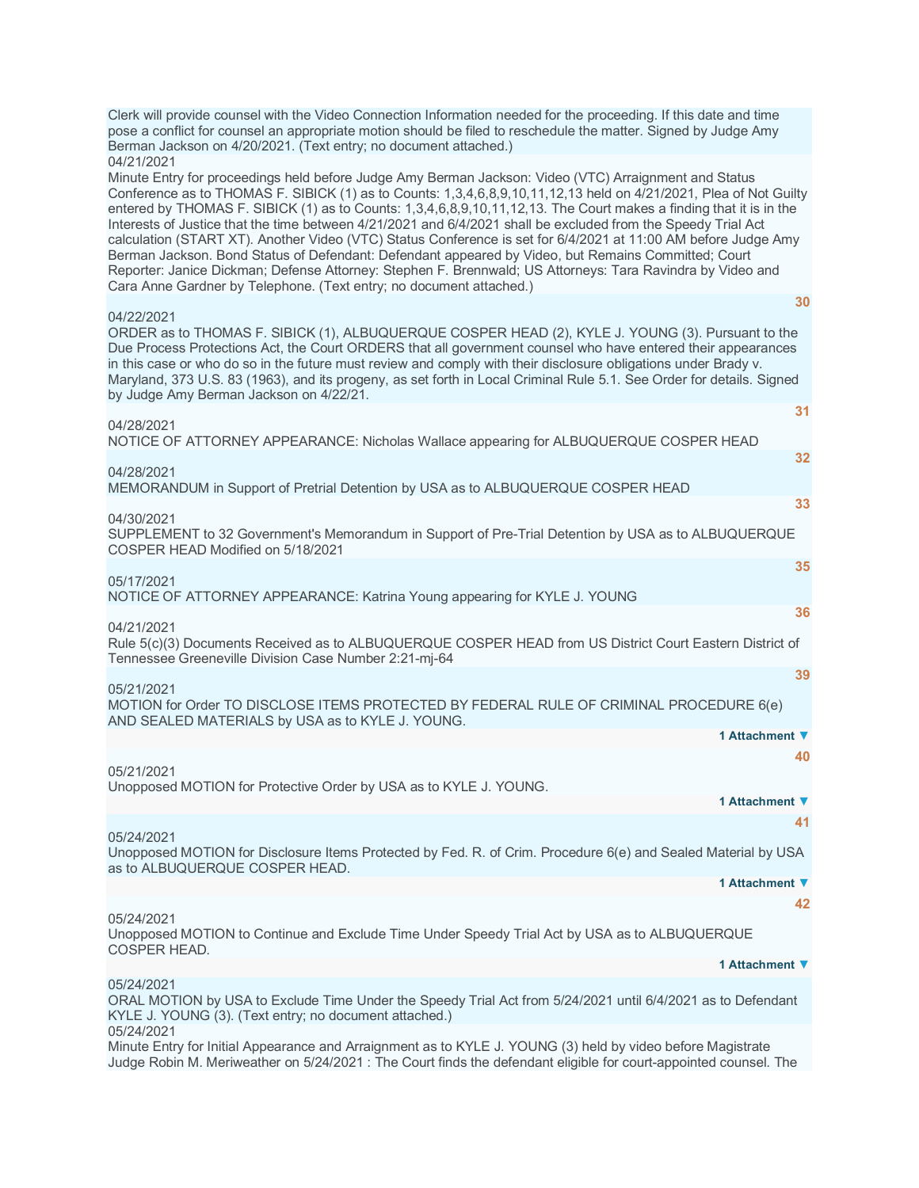Clerk will provide counsel with the Video Connection Information needed for the proceeding. If this date and time pose a conflict for counsel an appropriate motion should be filed to reschedule the matter. Signed by Judge Amy Berman Jackson on 4/20/2021. (Text entry; no document attached.)

04/21/2021

Minute Entry for proceedings held before Judge Amy Berman Jackson: Video (VTC) Arraignment and Status Conference as to THOMAS F. SIBICK (1) as to Counts: 1,3,4,6,8,9,10,11,12,13 held on 4/21/2021, Plea of Not Guilty entered by THOMAS F. SIBICK (1) as to Counts: 1,3,4,6,8,9,10,11,12,13. The Court makes a finding that it is in the Interests of Justice that the time between 4/21/2021 and 6/4/2021 shall be excluded from the Speedy Trial Act calculation (START XT). Another Video (VTC) Status Conference is set for 6/4/2021 at 11:00 AM before Judge Amy Berman Jackson. Bond Status of Defendant: Defendant appeared by Video, but Remains Committed; Court Reporter: Janice Dickman; Defense Attorney: Stephen F. Brennwald; US Attorneys: Tara Ravindra by Video and Cara Anne Gardner by Telephone. (Text entry; no document attached.)

**30**

04/22/2021

ORDER as to THOMAS F. SIBICK (1), ALBUQUERQUE COSPER HEAD (2), KYLE J. YOUNG (3). Pursuant to the Due Process Protections Act, the Court ORDERS that all government counsel who have entered their appearances in this case or who do so in the future must review and comply with their disclosure obligations under Brady v. Maryland, 373 U.S. 83 (1963), and its progeny, as set forth in Local Criminal Rule 5.1. See Order for details. Signed by Judge Amy Berman Jackson on 4/22/21.

**31**

04/28/2021

NOTICE OF ATTORNEY APPEARANCE: Nicholas Wallace appearing for ALBUQUERQUE COSPER HEAD

**32**

04/28/2021

MEMORANDUM in Support of Pretrial Detention by USA as to ALBUQUERQUE COSPER HEAD

**33**

04/30/2021

SUPPLEMENT to 32 Government's Memorandum in Support of Pre-Trial Detention by USA as to ALBUQUERQUE COSPER HEAD Modified on 5/18/2021

**35**

05/17/2021

NOTICE OF ATTORNEY APPEARANCE: Katrina Young appearing for KYLE J. YOUNG

**36**

04/21/2021

Rule 5(c)(3) Documents Received as to ALBUQUERQUE COSPER HEAD from US District Court Eastern District of Tennessee Greeneville Division Case Number 2:21-mj-64

**39**

05/21/2021

MOTION for Order TO DISCLOSE ITEMS PROTECTED BY FEDERAL RULE OF CRIMINAL PROCEDURE 6(e) AND SEALED MATERIALS by USA as to KYLE J. YOUNG.

**1 Attachment ▼**

**40**

05/21/2021

Unopposed MOTION for Protective Order by USA as to KYLE J. YOUNG.

**1 Attachment ▼**

**41**

05/24/2021

Unopposed MOTION for Disclosure Items Protected by Fed. R. of Crim. Procedure 6(e) and Sealed Material by USA as to ALBUQUERQUE COSPER HEAD.

**1 Attachment ▼**

**42**

05/24/2021

Unopposed MOTION to Continue and Exclude Time Under Speedy Trial Act by USA as to ALBUQUERQUE COSPER HEAD.

**1 Attachment ▼**

05/24/2021

ORAL MOTION by USA to Exclude Time Under the Speedy Trial Act from 5/24/2021 until 6/4/2021 as to Defendant KYLE J. YOUNG (3). (Text entry; no document attached.)

05/24/2021

Minute Entry for Initial Appearance and Arraignment as to KYLE J. YOUNG (3) held by video before Magistrate Judge Robin M. Meriweather on 5/24/2021 : The Court finds the defendant eligible for court-appointed counsel. The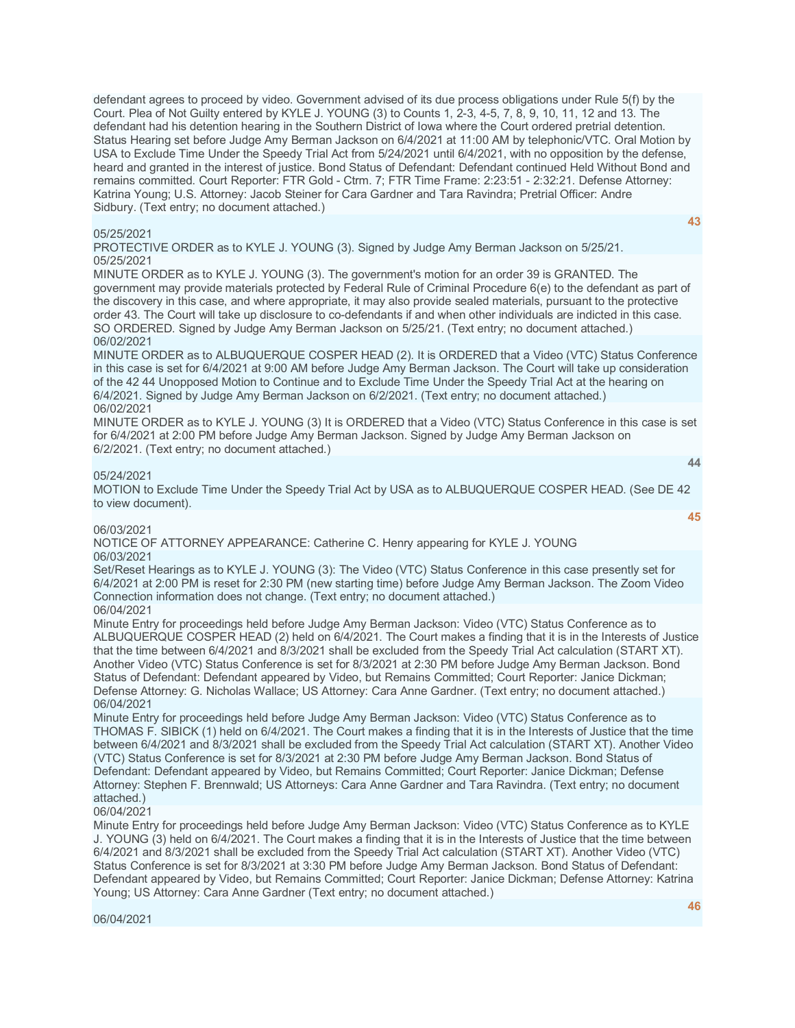defendant agrees to proceed by video. Government advised of its due process obligations under Rule 5(f) by the Court. Plea of Not Guilty entered by KYLE J. YOUNG (3) to Counts 1, 2-3, 4-5, 7, 8, 9, 10, 11, 12 and 13. The defendant had his detention hearing in the Southern District of Iowa where the Court ordered pretrial detention. Status Hearing set before Judge Amy Berman Jackson on 6/4/2021 at 11:00 AM by telephonic/VTC. Oral Motion by USA to Exclude Time Under the Speedy Trial Act from 5/24/2021 until 6/4/2021, with no opposition by the defense, heard and granted in the interest of justice. Bond Status of Defendant: Defendant continued Held Without Bond and remains committed. Court Reporter: FTR Gold - Ctrm. 7; FTR Time Frame: 2:23:51 - 2:32:21. Defense Attorney: Katrina Young; U.S. Attorney: Jacob Steiner for Cara Gardner and Tara Ravindra; Pretrial Officer: Andre Sidbury. (Text entry; no document attached.)

**43**

05/25/2021

PROTECTIVE ORDER as to KYLE J. YOUNG (3). Signed by Judge Amy Berman Jackson on 5/25/21.

05/25/2021

MINUTE ORDER as to KYLE J. YOUNG (3). The government's motion for an order 39 is GRANTED. The government may provide materials protected by Federal Rule of Criminal Procedure 6(e) to the defendant as part of the discovery in this case, and where appropriate, it may also provide sealed materials, pursuant to the protective order 43. The Court will take up disclosure to co-defendants if and when other individuals are indicted in this case. SO ORDERED. Signed by Judge Amy Berman Jackson on 5/25/21. (Text entry; no document attached.)

06/02/2021

MINUTE ORDER as to ALBUQUERQUE COSPER HEAD (2). It is ORDERED that a Video (VTC) Status Conference in this case is set for 6/4/2021 at 9:00 AM before Judge Amy Berman Jackson. The Court will take up consideration of the 42 44 Unopposed Motion to Continue and to Exclude Time Under the Speedy Trial Act at the hearing on 6/4/2021. Signed by Judge Amy Berman Jackson on 6/2/2021. (Text entry; no document attached.)

06/02/2021

MINUTE ORDER as to KYLE J. YOUNG (3) It is ORDERED that a Video (VTC) Status Conference in this case is set for 6/4/2021 at 2:00 PM before Judge Amy Berman Jackson. Signed by Judge Amy Berman Jackson on 6/2/2021. (Text entry; no document attached.)

**44**

05/24/2021

MOTION to Exclude Time Under the Speedy Trial Act by USA as to ALBUQUERQUE COSPER HEAD. (See DE 42 to view document).

**45**

06/03/2021

NOTICE OF ATTORNEY APPEARANCE: Catherine C. Henry appearing for KYLE J. YOUNG

06/03/2021

Set/Reset Hearings as to KYLE J. YOUNG (3): The Video (VTC) Status Conference in this case presently set for 6/4/2021 at 2:00 PM is reset for 2:30 PM (new starting time) before Judge Amy Berman Jackson. The Zoom Video Connection information does not change. (Text entry; no document attached.)

06/04/2021

Minute Entry for proceedings held before Judge Amy Berman Jackson: Video (VTC) Status Conference as to ALBUQUERQUE COSPER HEAD (2) held on 6/4/2021. The Court makes a finding that it is in the Interests of Justice that the time between 6/4/2021 and 8/3/2021 shall be excluded from the Speedy Trial Act calculation (START XT). Another Video (VTC) Status Conference is set for 8/3/2021 at 2:30 PM before Judge Amy Berman Jackson. Bond Status of Defendant: Defendant appeared by Video, but Remains Committed; Court Reporter: Janice Dickman; Defense Attorney: G. Nicholas Wallace; US Attorney: Cara Anne Gardner. (Text entry; no document attached.)

06/04/2021

Minute Entry for proceedings held before Judge Amy Berman Jackson: Video (VTC) Status Conference as to THOMAS F. SIBICK (1) held on 6/4/2021. The Court makes a finding that it is in the Interests of Justice that the time between 6/4/2021 and 8/3/2021 shall be excluded from the Speedy Trial Act calculation (START XT). Another Video (VTC) Status Conference is set for 8/3/2021 at 2:30 PM before Judge Amy Berman Jackson. Bond Status of Defendant: Defendant appeared by Video, but Remains Committed; Court Reporter: Janice Dickman; Defense Attorney: Stephen F. Brennwald; US Attorneys: Cara Anne Gardner and Tara Ravindra. (Text entry; no document attached.)

06/04/2021

Minute Entry for proceedings held before Judge Amy Berman Jackson: Video (VTC) Status Conference as to KYLE J. YOUNG (3) held on 6/4/2021. The Court makes a finding that it is in the Interests of Justice that the time between 6/4/2021 and 8/3/2021 shall be excluded from the Speedy Trial Act calculation (START XT). Another Video (VTC) Status Conference is set for 8/3/2021 at 3:30 PM before Judge Amy Berman Jackson. Bond Status of Defendant: Defendant appeared by Video, but Remains Committed; Court Reporter: Janice Dickman; Defense Attorney: Katrina Young; US Attorney: Cara Anne Gardner (Text entry; no document attached.)

**46**

06/04/2021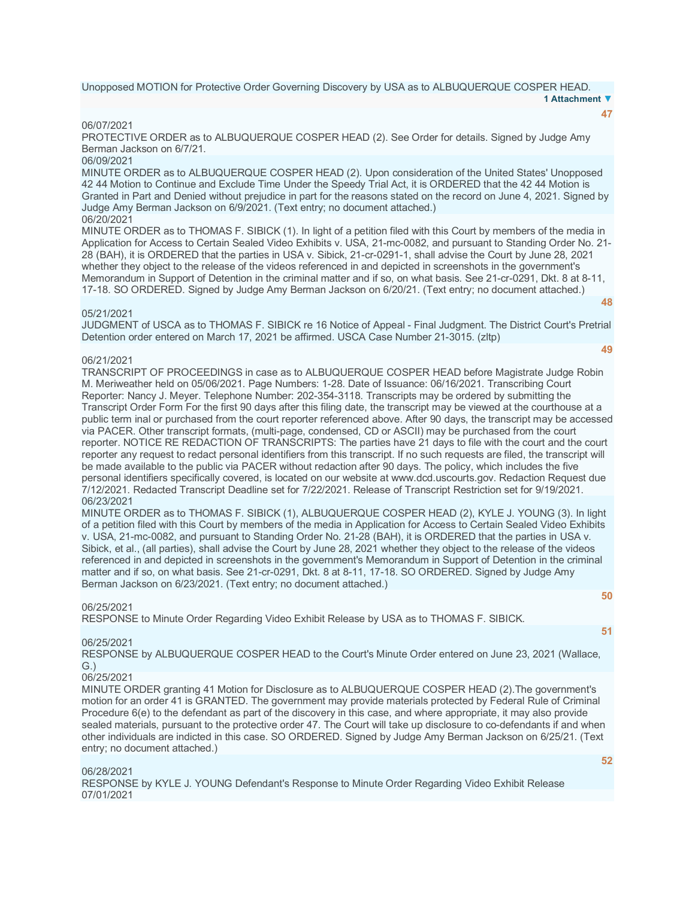Unopposed MOTION for Protective Order Governing Discovery by USA as to ALBUQUERQUE COSPER HEAD.

**1 Attachment ▼**

**47**

06/07/2021

PROTECTIVE ORDER as to ALBUQUERQUE COSPER HEAD (2). See Order for details. Signed by Judge Amy Berman Jackson on 6/7/21.

06/09/2021

MINUTE ORDER as to ALBUQUERQUE COSPER HEAD (2). Upon consideration of the United States' Unopposed 42 44 Motion to Continue and Exclude Time Under the Speedy Trial Act, it is ORDERED that the 42 44 Motion is Granted in Part and Denied without prejudice in part for the reasons stated on the record on June 4, 2021. Signed by Judge Amy Berman Jackson on 6/9/2021. (Text entry; no document attached.)

06/20/2021

MINUTE ORDER as to THOMAS F. SIBICK (1). In light of a petition filed with this Court by members of the media in Application for Access to Certain Sealed Video Exhibits v. USA, 21-mc-0082, and pursuant to Standing Order No. 21-28 (BAH), it is ORDERED that the parties in USA v. Sibick, 21-cr-0291-1, shall advise the Court by June 28, 2021 whether they object to the release of the videos referenced in and depicted in screenshots in the government's Memorandum in Support of Detention in the criminal matter and if so, on what basis. See 21-cr-0291, Dkt. 8 at 8-11, 17-18. SO ORDERED. Signed by Judge Amy Berman Jackson on 6/20/21. (Text entry; no document attached.)

**48**

05/21/2021

JUDGMENT of USCA as to THOMAS F. SIBICK re 16 Notice of Appeal - Final Judgment. The District Court's Pretrial Detention order entered on March 17, 2021 be affirmed. USCA Case Number 21-3015. (zltp)

**49**

06/21/2021

TRANSCRIPT OF PROCEEDINGS in case as to ALBUQUERQUE COSPER HEAD before Magistrate Judge Robin M. Meriweather held on 05/06/2021. Page Numbers: 1-28. Date of Issuance: 06/16/2021. Transcribing Court Reporter: Nancy J. Meyer. Telephone Number: 202-354-3118. Transcripts may be ordered by submitting the Transcript Order Form For the first 90 days after this filing date, the transcript may be viewed at the courthouse at a public term inal or purchased from the court reporter referenced above. After 90 days, the transcript may be accessed via PACER. Other transcript formats, (multi-page, condensed, CD or ASCII) may be purchased from the court reporter. NOTICE RE REDACTION OF TRANSCRIPTS: The parties have 21 days to file with the court and the court reporter any request to redact personal identifiers from this transcript. If no such requests are filed, the transcript will be made available to the public via PACER without redaction after 90 days. The policy, which includes the five personal identifiers specifically covered, is located on our website at www.dcd.uscourts.gov. Redaction Request due 7/12/2021. Redacted Transcript Deadline set for 7/22/2021. Release of Transcript Restriction set for 9/19/2021.

06/23/2021

MINUTE ORDER as to THOMAS F. SIBICK (1), ALBUQUERQUE COSPER HEAD (2), KYLE J. YOUNG (3). In light of a petition filed with this Court by members of the media in Application for Access to Certain Sealed Video Exhibits v. USA, 21-mc-0082, and pursuant to Standing Order No. 21-28 (BAH), it is ORDERED that the parties in USA v. Sibick, et al., (all parties), shall advise the Court by June 28, 2021 whether they object to the release of the videos referenced in and depicted in screenshots in the government's Memorandum in Support of Detention in the criminal matter and if so, on what basis. See 21-cr-0291, Dkt. 8 at 8-11, 17-18. SO ORDERED. Signed by Judge Amy Berman Jackson on 6/23/2021. (Text entry; no document attached.)

**50**

06/25/2021

RESPONSE to Minute Order Regarding Video Exhibit Release by USA as to THOMAS F. SIBICK.

**51**

06/25/2021

RESPONSE by ALBUQUERQUE COSPER HEAD to the Court's Minute Order entered on June 23, 2021 (Wallace, G.)

06/25/2021

MINUTE ORDER granting 41 Motion for Disclosure as to ALBUQUERQUE COSPER HEAD (2).The government's motion for an order 41 is GRANTED. The government may provide materials protected by Federal Rule of Criminal Procedure 6(e) to the defendant as part of the discovery in this case, and where appropriate, it may also provide sealed materials, pursuant to the protective order 47. The Court will take up disclosure to co-defendants if and when other individuals are indicted in this case. SO ORDERED. Signed by Judge Amy Berman Jackson on 6/25/21. (Text entry; no document attached.)

**52**

06/28/2021

RESPONSE by KYLE J. YOUNG Defendant's Response to Minute Order Regarding Video Exhibit Release

07/01/2021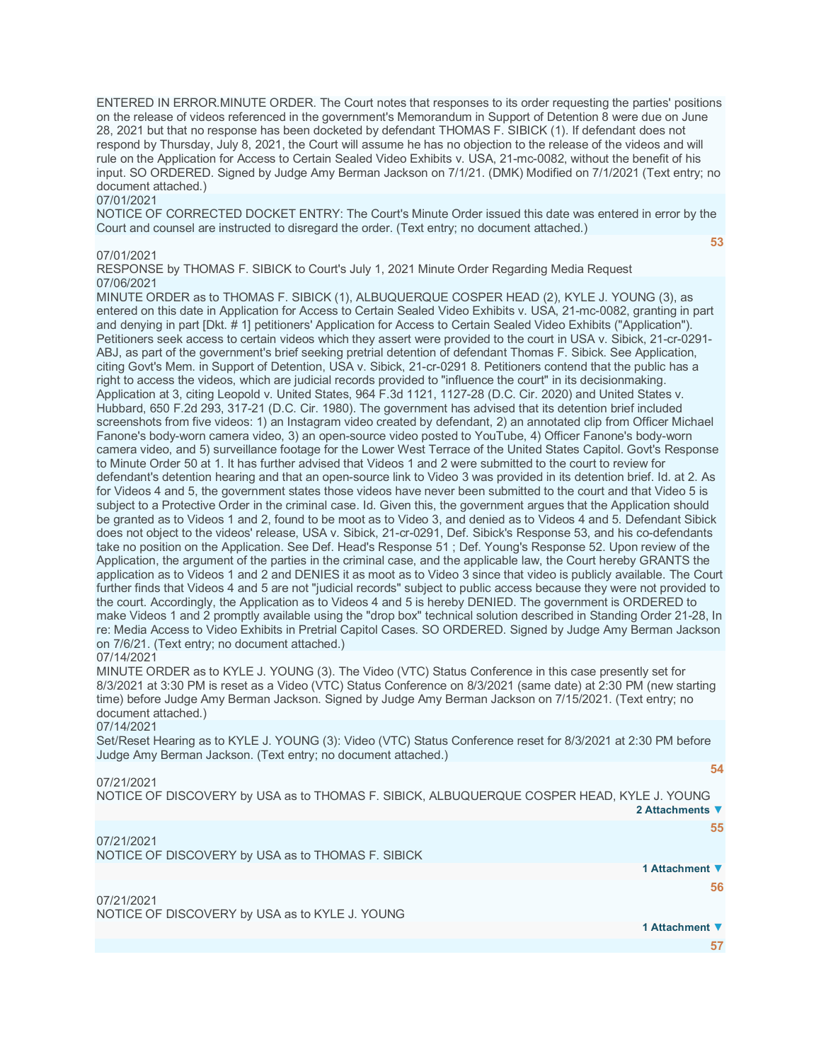ENTERED IN ERROR.MINUTE ORDER. The Court notes that responses to its order requesting the parties' positions on the release of videos referenced in the government's Memorandum in Support of Detention 8 were due on June 28, 2021 but that no response has been docketed by defendant THOMAS F. SIBICK (1). If defendant does not respond by Thursday, July 8, 2021, the Court will assume he has no objection to the release of the videos and will rule on the Application for Access to Certain Sealed Video Exhibits v. USA, 21-mc-0082, without the benefit of his input. SO ORDERED. Signed by Judge Amy Berman Jackson on 7/1/21. (DMK) Modified on 7/1/2021 (Text entry; no document attached.)

07/01/2021

NOTICE OF CORRECTED DOCKET ENTRY: The Court's Minute Order issued this date was entered in error by the Court and counsel are instructed to disregard the order. (Text entry; no document attached.)

53

07/01/2021

RESPONSE by THOMAS F. SIBICK to Court's July 1, 2021 Minute Order Regarding Media Request

07/06/2021

MINUTE ORDER as to THOMAS F. SIBICK (1), ALBUQUERQUE COSPER HEAD (2), KYLE J. YOUNG (3), as entered on this date in Application for Access to Certain Sealed Video Exhibits v. USA, 21-mc-0082, granting in part and denying in part [Dkt. # 1] petitioners' Application for Access to Certain Sealed Video Exhibits ("Application"). Petitioners seek access to certain videos which they assert were provided to the court in USA v. Sibick, 21-cr-0291-ABJ, as part of the government's brief seeking pretrial detention of defendant Thomas F. Sibick. See Application, citing Govt's Mem. in Support of Detention, USA v. Sibick, 21-cr-0291 8. Petitioners contend that the public has a right to access the videos, which are judicial records provided to "influence the court" in its decisionmaking. Application at 3, citing Leopold v. United States, 964 F.3d 1121, 1127-28 (D.C. Cir. 2020) and United States v. Hubbard, 650 F.2d 293, 317-21 (D.C. Cir. 1980). The government has advised that its detention brief included screenshots from five videos: 1) an Instagram video created by defendant, 2) an annotated clip from Officer Michael Fanone's body-worn camera video, 3) an open-source video posted to YouTube, 4) Officer Fanone's body-worn camera video, and 5) surveillance footage for the Lower West Terrace of the United States Capitol. Govt's Response to Minute Order 50 at 1. It has further advised that Videos 1 and 2 were submitted to the court to review for defendant's detention hearing and that an open-source link to Video 3 was provided in its detention brief. Id. at 2. As for Videos 4 and 5, the government states those videos have never been submitted to the court and that Video 5 is subject to a Protective Order in the criminal case. Id. Given this, the government argues that the Application should be granted as to Videos 1 and 2, found to be moot as to Video 3, and denied as to Videos 4 and 5. Defendant Sibick does not object to the videos' release, USA v. Sibick, 21-cr-0291, Def. Sibick's Response 53, and his co-defendants take no position on the Application. See Def. Head's Response 51 ; Def. Young's Response 52. Upon review of the Application, the argument of the parties in the criminal case, and the applicable law, the Court hereby GRANTS the application as to Videos 1 and 2 and DENIES it as moot as to Video 3 since that video is publicly available. The Court further finds that Videos 4 and 5 are not "judicial records" subject to public access because they were not provided to the court. Accordingly, the Application as to Videos 4 and 5 is hereby DENIED. The government is ORDERED to make Videos 1 and 2 promptly available using the "drop box" technical solution described in Standing Order 21-28, In re: Media Access to Video Exhibits in Pretrial Capitol Cases. SO ORDERED. Signed by Judge Amy Berman Jackson on 7/6/21. (Text entry; no document attached.)

07/14/2021

MINUTE ORDER as to KYLE J. YOUNG (3). The Video (VTC) Status Conference in this case presently set for 8/3/2021 at 3:30 PM is reset as a Video (VTC) Status Conference on 8/3/2021 (same date) at 2:30 PM (new starting time) before Judge Amy Berman Jackson. Signed by Judge Amy Berman Jackson on 7/15/2021. (Text entry; no document attached.)

07/14/2021

Set/Reset Hearing as to KYLE J. YOUNG (3): Video (VTC) Status Conference reset for 8/3/2021 at 2:30 PM before Judge Amy Berman Jackson. (Text entry; no document attached.)

54

07/21/2021

NOTICE OF DISCOVERY by USA as to THOMAS F. SIBICK, ALBUQUERQUE COSPER HEAD, KYLE J. YOUNG

2 Attachments

55

07/21/2021

NOTICE OF DISCOVERY by USA as to THOMAS F. SIBICK

1 Attachment

56

07/21/2021

NOTICE OF DISCOVERY by USA as to KYLE J. YOUNG

1 Attachment

57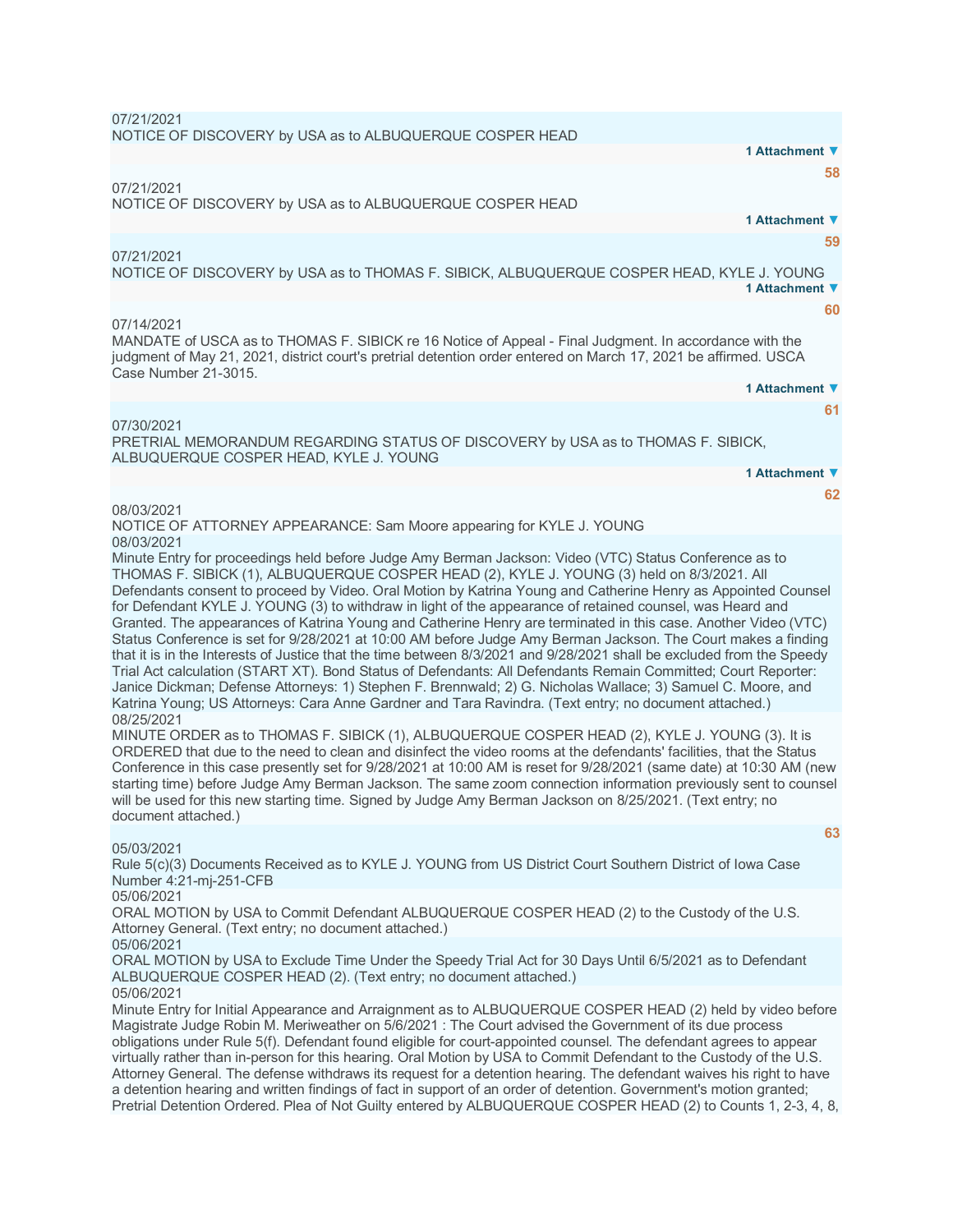07/21/2021
NOTICE OF DISCOVERY by USA as to ALBUQUERQUE COSPER HEAD

**1 Attachment ▼**

**58**

07/21/2021
NOTICE OF DISCOVERY by USA as to ALBUQUERQUE COSPER HEAD

**1 Attachment ▼**

**59**

07/21/2021
NOTICE OF DISCOVERY by USA as to THOMAS F. SIBICK, ALBUQUERQUE COSPER HEAD, KYLE J. YOUNG

**1 Attachment ▼**

**60**

07/14/2021
MANDATE of USCA as to THOMAS F. SIBICK re 16 Notice of Appeal - Final Judgment. In accordance with the judgment of May 21, 2021, district court's pretrial detention order entered on March 17, 2021 be affirmed. USCA Case Number 21-3015.

**1 Attachment ▼**

**61**

07/30/2021
PRETRIAL MEMORANDUM REGARDING STATUS OF DISCOVERY by USA as to THOMAS F. SIBICK, ALBUQUERQUE COSPER HEAD, KYLE J. YOUNG

**1 Attachment ▼**

**62**

08/03/2021
NOTICE OF ATTORNEY APPEARANCE: Sam Moore appearing for KYLE J. YOUNG

08/03/2021
Minute Entry for proceedings held before Judge Amy Berman Jackson: Video (VTC) Status Conference as to THOMAS F. SIBICK (1), ALBUQUERQUE COSPER HEAD (2), KYLE J. YOUNG (3) held on 8/3/2021. All Defendants consent to proceed by Video. Oral Motion by Katrina Young and Catherine Henry as Appointed Counsel for Defendant KYLE J. YOUNG (3) to withdraw in light of the appearance of retained counsel, was Heard and Granted. The appearances of Katrina Young and Catherine Henry are terminated in this case. Another Video (VTC) Status Conference is set for 9/28/2021 at 10:00 AM before Judge Amy Berman Jackson. The Court makes a finding that it is in the Interests of Justice that the time between 8/3/2021 and 9/28/2021 shall be excluded from the Speedy Trial Act calculation (START XT). Bond Status of Defendants: All Defendants Remain Committed; Court Reporter: Janice Dickman; Defense Attorneys: 1) Stephen F. Brennwald; 2) G. Nicholas Wallace; 3) Samuel C. Moore, and Katrina Young; US Attorneys: Cara Anne Gardner and Tara Ravindra. (Text entry; no document attached.)

08/25/2021
MINUTE ORDER as to THOMAS F. SIBICK (1), ALBUQUERQUE COSPER HEAD (2), KYLE J. YOUNG (3). It is ORDERED that due to the need to clean and disinfect the video rooms at the defendants' facilities, that the Status Conference in this case presently set for 9/28/2021 at 10:00 AM is reset for 9/28/2021 (same date) at 10:30 AM (new starting time) before Judge Amy Berman Jackson. The same zoom connection information previously sent to counsel will be used for this new starting time. Signed by Judge Amy Berman Jackson on 8/25/2021. (Text entry; no document attached.)

**63**

05/03/2021
Rule 5(c)(3) Documents Received as to KYLE J. YOUNG from US District Court Southern District of Iowa Case Number 4:21-mj-251-CFB

05/06/2021
ORAL MOTION by USA to Commit Defendant ALBUQUERQUE COSPER HEAD (2) to the Custody of the U.S. Attorney General. (Text entry; no document attached.)

05/06/2021
ORAL MOTION by USA to Exclude Time Under the Speedy Trial Act for 30 Days Until 6/5/2021 as to Defendant ALBUQUERQUE COSPER HEAD (2). (Text entry; no document attached.)

05/06/2021
Minute Entry for Initial Appearance and Arraignment as to ALBUQUERQUE COSPER HEAD (2) held by video before Magistrate Judge Robin M. Meriweather on 5/6/2021 : The Court advised the Government of its due process obligations under Rule 5(f). Defendant found eligible for court-appointed counsel. The defendant agrees to appear virtually rather than in-person for this hearing. Oral Motion by USA to Commit Defendant to the Custody of the U.S. Attorney General. The defense withdraws its request for a detention hearing. The defendant waives his right to have a detention hearing and written findings of fact in support of an order of detention. Government's motion granted; Pretrial Detention Ordered. Plea of Not Guilty entered by ALBUQUERQUE COSPER HEAD (2) to Counts 1, 2-3, 4, 8,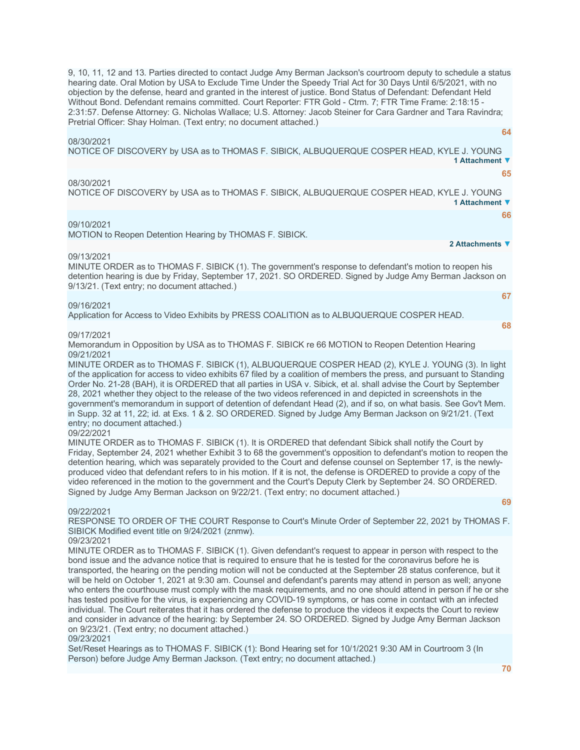9, 10, 11, 12 and 13. Parties directed to contact Judge Amy Berman Jackson's courtroom deputy to schedule a status hearing date. Oral Motion by USA to Exclude Time Under the Speedy Trial Act for 30 Days Until 6/5/2021, with no objection by the defense, heard and granted in the interest of justice. Bond Status of Defendant: Defendant Held Without Bond. Defendant remains committed. Court Reporter: FTR Gold - Ctrm. 7; FTR Time Frame: 2:18:15 - 2:31:57. Defense Attorney: G. Nicholas Wallace; U.S. Attorney: Jacob Steiner for Cara Gardner and Tara Ravindra; Pretrial Officer: Shay Holman. (Text entry; no document attached.)

**64**

08/30/2021
NOTICE OF DISCOVERY by USA as to THOMAS F. SIBICK, ALBUQUERQUE COSPER HEAD, KYLE J. YOUNG

1 Attachment ▼

**65**

08/30/2021
NOTICE OF DISCOVERY by USA as to THOMAS F. SIBICK, ALBUQUERQUE COSPER HEAD, KYLE J. YOUNG

1 Attachment ▼

**66**

09/10/2021
MOTION to Reopen Detention Hearing by THOMAS F. SIBICK.

2 Attachments ▼

09/13/2021
MINUTE ORDER as to THOMAS F. SIBICK (1). The government's response to defendant's motion to reopen his detention hearing is due by Friday, September 17, 2021. SO ORDERED. Signed by Judge Amy Berman Jackson on 9/13/21. (Text entry; no document attached.)

**67**

09/16/2021
Application for Access to Video Exhibits by PRESS COALITION as to ALBUQUERQUE COSPER HEAD.

**68**

09/17/2021
Memorandum in Opposition by USA as to THOMAS F. SIBICK re 66 MOTION to Reopen Detention Hearing

09/21/2021
MINUTE ORDER as to THOMAS F. SIBICK (1), ALBUQUERQUE COSPER HEAD (2), KYLE J. YOUNG (3). In light of the application for access to video exhibits 67 filed by a coalition of members the press, and pursuant to Standing Order No. 21-28 (BAH), it is ORDERED that all parties in USA v. Sibick, et al. shall advise the Court by September 28, 2021 whether they object to the release of the two videos referenced in and depicted in screenshots in the government's memorandum in support of detention of defendant Head (2), and if so, on what basis. See Gov't Mem. in Supp. 32 at 11, 22; id. at Exs. 1 & 2. SO ORDERED. Signed by Judge Amy Berman Jackson on 9/21/21. (Text entry; no document attached.)

09/22/2021
MINUTE ORDER as to THOMAS F. SIBICK (1). It is ORDERED that defendant Sibick shall notify the Court by Friday, September 24, 2021 whether Exhibit 3 to 68 the government's opposition to defendant's motion to reopen the detention hearing, which was separately provided to the Court and defense counsel on September 17, is the newly-produced video that defendant refers to in his motion. If it is not, the defense is ORDERED to provide a copy of the video referenced in the motion to the government and the Court's Deputy Clerk by September 24. SO ORDERED. Signed by Judge Amy Berman Jackson on 9/22/21. (Text entry; no document attached.)

**69**

09/22/2021
RESPONSE TO ORDER OF THE COURT Response to Court's Minute Order of September 22, 2021 by THOMAS F. SIBICK Modified event title on 9/24/2021 (znmw).

09/23/2021
MINUTE ORDER as to THOMAS F. SIBICK (1). Given defendant's request to appear in person with respect to the bond issue and the advance notice that is required to ensure that he is tested for the coronavirus before he is transported, the hearing on the pending motion will not be conducted at the September 28 status conference, but it will be held on October 1, 2021 at 9:30 am. Counsel and defendant's parents may attend in person as well; anyone who enters the courthouse must comply with the mask requirements, and no one should attend in person if he or she has tested positive for the virus, is experiencing any COVID-19 symptoms, or has come in contact with an infected individual. The Court reiterates that it has ordered the defense to produce the videos it expects the Court to review and consider in advance of the hearing: by September 24. SO ORDERED. Signed by Judge Amy Berman Jackson on 9/23/21. (Text entry; no document attached.)

09/23/2021
Set/Reset Hearings as to THOMAS F. SIBICK (1): Bond Hearing set for 10/1/2021 9:30 AM in Courtroom 3 (In Person) before Judge Amy Berman Jackson. (Text entry; no document attached.)

**70**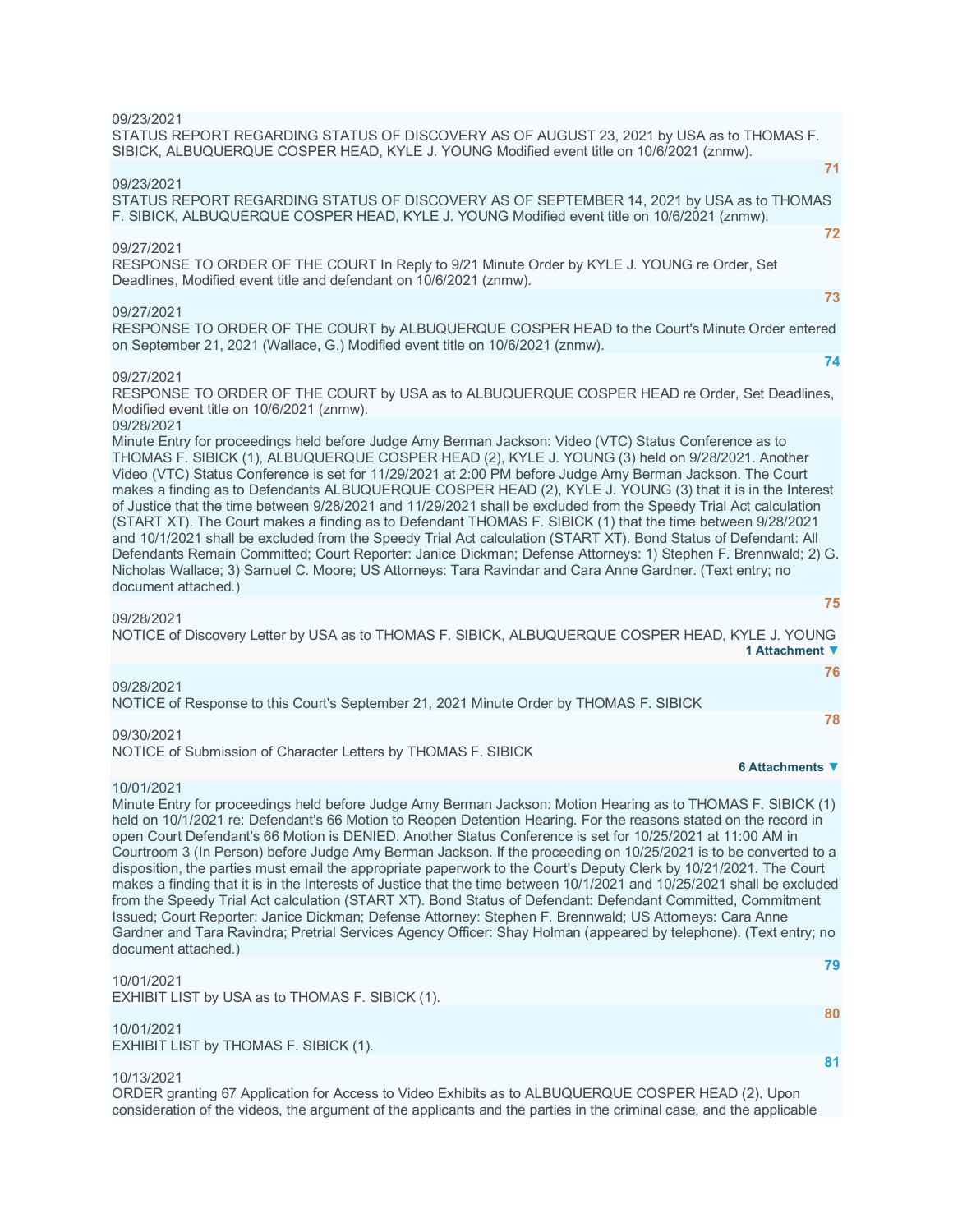09/23/2021
STATUS REPORT REGARDING STATUS OF DISCOVERY AS OF AUGUST 23, 2021 by USA as to THOMAS F. SIBICK, ALBUQUERQUE COSPER HEAD, KYLE J. YOUNG Modified event title on 10/6/2021 (znmw).

71

09/23/2021
STATUS REPORT REGARDING STATUS OF DISCOVERY AS OF SEPTEMBER 14, 2021 by USA as to THOMAS F. SIBICK, ALBUQUERQUE COSPER HEAD, KYLE J. YOUNG Modified event title on 10/6/2021 (znmw).

72

09/27/2021
RESPONSE TO ORDER OF THE COURT In Reply to 9/21 Minute Order by KYLE J. YOUNG re Order, Set Deadlines, Modified event title and defendant on 10/6/2021 (znmw).

73

09/27/2021
RESPONSE TO ORDER OF THE COURT by ALBUQUERQUE COSPER HEAD to the Court's Minute Order entered on September 21, 2021 (Wallace, G.) Modified event title on 10/6/2021 (znmw).

74

09/27/2021
RESPONSE TO ORDER OF THE COURT by USA as to ALBUQUERQUE COSPER HEAD re Order, Set Deadlines, Modified event title on 10/6/2021 (znmw).

09/28/2021
Minute Entry for proceedings held before Judge Amy Berman Jackson: Video (VTC) Status Conference as to THOMAS F. SIBICK (1), ALBUQUERQUE COSPER HEAD (2), KYLE J. YOUNG (3) held on 9/28/2021. Another Video (VTC) Status Conference is set for 11/29/2021 at 2:00 PM before Judge Amy Berman Jackson. The Court makes a finding as to Defendants ALBUQUERQUE COSPER HEAD (2), KYLE J. YOUNG (3) that it is in the Interest of Justice that the time between 9/28/2021 and 11/29/2021 shall be excluded from the Speedy Trial Act calculation (START XT). The Court makes a finding as to Defendant THOMAS F. SIBICK (1) that the time between 9/28/2021 and 10/1/2021 shall be excluded from the Speedy Trial Act calculation (START XT). Bond Status of Defendant: All Defendants Remain Committed; Court Reporter: Janice Dickman; Defense Attorneys: 1) Stephen F. Brennwald; 2) G. Nicholas Wallace; 3) Samuel C. Moore; US Attorneys: Tara Ravindar and Cara Anne Gardner. (Text entry; no document attached.)

75

09/28/2021
NOTICE of Discovery Letter by USA as to THOMAS F. SIBICK, ALBUQUERQUE COSPER HEAD, KYLE J. YOUNG

1 Attachment ▼

76

09/28/2021
NOTICE of Response to this Court's September 21, 2021 Minute Order by THOMAS F. SIBICK

78

09/30/2021
NOTICE of Submission of Character Letters by THOMAS F. SIBICK

6 Attachments ▼

10/01/2021
Minute Entry for proceedings held before Judge Amy Berman Jackson: Motion Hearing as to THOMAS F. SIBICK (1) held on 10/1/2021 re: Defendant's 66 Motion to Reopen Detention Hearing. For the reasons stated on the record in open Court Defendant's 66 Motion is DENIED. Another Status Conference is set for 10/25/2021 at 11:00 AM in Courtroom 3 (In Person) before Judge Amy Berman Jackson. If the proceeding on 10/25/2021 is to be converted to a disposition, the parties must email the appropriate paperwork to the Court's Deputy Clerk by 10/21/2021. The Court makes a finding that it is in the Interests of Justice that the time between 10/1/2021 and 10/25/2021 shall be excluded from the Speedy Trial Act calculation (START XT). Bond Status of Defendant: Defendant Committed, Commitment Issued; Court Reporter: Janice Dickman; Defense Attorney: Stephen F. Brennwald; US Attorneys: Cara Anne Gardner and Tara Ravindra; Pretrial Services Agency Officer: Shay Holman (appeared by telephone). (Text entry; no document attached.)

79

10/01/2021
EXHIBIT LIST by USA as to THOMAS F. SIBICK (1).

80

10/01/2021
EXHIBIT LIST by THOMAS F. SIBICK (1).

81

10/13/2021
ORDER granting 67 Application for Access to Video Exhibits as to ALBUQUERQUE COSPER HEAD (2). Upon consideration of the videos, the argument of the applicants and the parties in the criminal case, and the applicable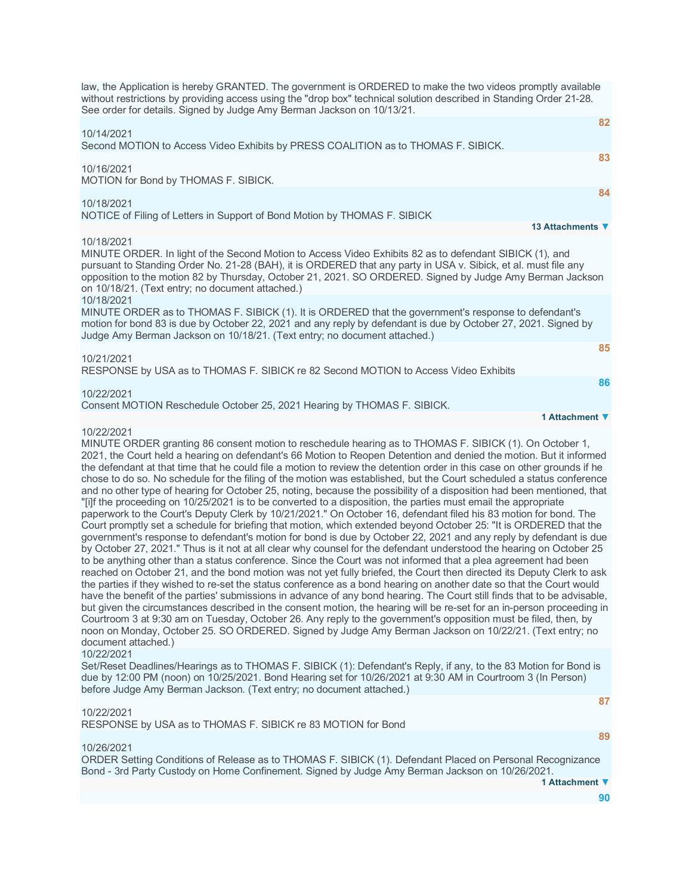law, the Application is hereby GRANTED. The government is ORDERED to make the two videos promptly available without restrictions by providing access using the "drop box" technical solution described in Standing Order 21-28. See order for details. Signed by Judge Amy Berman Jackson on 10/13/21.

**82**

10/14/2021
Second MOTION to Access Video Exhibits by PRESS COALITION as to THOMAS F. SIBICK.

**83**

10/16/2021
MOTION for Bond by THOMAS F. SIBICK.

**84**

10/18/2021
NOTICE of Filing of Letters in Support of Bond Motion by THOMAS F. SIBICK

**13 Attachments ▼**

10/18/2021
MINUTE ORDER. In light of the Second Motion to Access Video Exhibits 82 as to defendant SIBICK (1), and pursuant to Standing Order No. 21-28 (BAH), it is ORDERED that any party in USA v. Sibick, et al. must file any opposition to the motion 82 by Thursday, October 21, 2021. SO ORDERED. Signed by Judge Amy Berman Jackson on 10/18/21. (Text entry; no document attached.)

10/18/2021
MINUTE ORDER as to THOMAS F. SIBICK (1). It is ORDERED that the government's response to defendant's motion for bond 83 is due by October 22, 2021 and any reply by defendant is due by October 27, 2021. Signed by Judge Amy Berman Jackson on 10/18/21. (Text entry; no document attached.)

**85**

10/21/2021
RESPONSE by USA as to THOMAS F. SIBICK re 82 Second MOTION to Access Video Exhibits

**86**

10/22/2021
Consent MOTION Reschedule October 25, 2021 Hearing by THOMAS F. SIBICK.

**1 Attachment ▼**

10/22/2021
MINUTE ORDER granting 86 consent motion to reschedule hearing as to THOMAS F. SIBICK (1). On October 1, 2021, the Court held a hearing on defendant's 66 Motion to Reopen Detention and denied the motion. But it informed the defendant at that time that he could file a motion to review the detention order in this case on other grounds if he chose to do so. No schedule for the filing of the motion was established, but the Court scheduled a status conference and no other type of hearing for October 25, noting, because the possibility of a disposition had been mentioned, that "[i]f the proceeding on 10/25/2021 is to be converted to a disposition, the parties must email the appropriate paperwork to the Court's Deputy Clerk by 10/21/2021." On October 16, defendant filed his 83 motion for bond. The Court promptly set a schedule for briefing that motion, which extended beyond October 25: "It is ORDERED that the government's response to defendant's motion for bond is due by October 22, 2021 and any reply by defendant is due by October 27, 2021." Thus is it not at all clear why counsel for the defendant understood the hearing on October 25 to be anything other than a status conference. Since the Court was not informed that a plea agreement had been reached on October 21, and the bond motion was not yet fully briefed, the Court then directed its Deputy Clerk to ask the parties if they wished to re-set the status conference as a bond hearing on another date so that the Court would have the benefit of the parties' submissions in advance of any bond hearing. The Court still finds that to be advisable, but given the circumstances described in the consent motion, the hearing will be re-set for an in-person proceeding in Courtroom 3 at 9:30 am on Tuesday, October 26. Any reply to the government's opposition must be filed, then, by noon on Monday, October 25. SO ORDERED. Signed by Judge Amy Berman Jackson on 10/22/21. (Text entry; no document attached.)

10/22/2021
Set/Reset Deadlines/Hearings as to THOMAS F. SIBICK (1): Defendant's Reply, if any, to the 83 Motion for Bond is due by 12:00 PM (noon) on 10/25/2021. Bond Hearing set for 10/26/2021 at 9:30 AM in Courtroom 3 (In Person) before Judge Amy Berman Jackson. (Text entry; no document attached.)

**87**

10/22/2021
RESPONSE by USA as to THOMAS F. SIBICK re 83 MOTION for Bond

**89**

10/26/2021
ORDER Setting Conditions of Release as to THOMAS F. SIBICK (1). Defendant Placed on Personal Recognizance Bond - 3rd Party Custody on Home Confinement. Signed by Judge Amy Berman Jackson on 10/26/2021.

**1 Attachment ▼**

**90**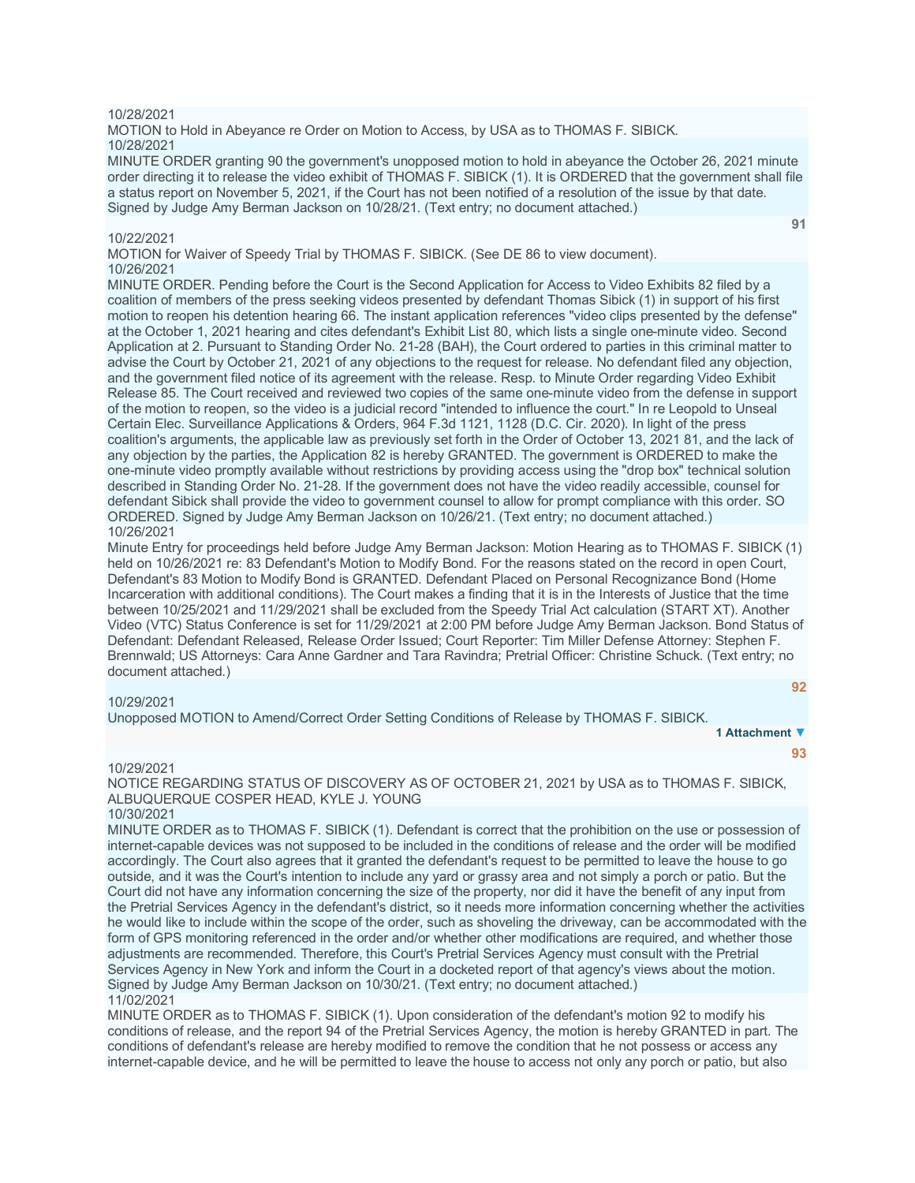10/28/2021

MOTION to Hold in Abeyance re Order on Motion to Access, by USA as to THOMAS F. SIBICK.

10/28/2021

MINUTE ORDER granting 90 the government's unopposed motion to hold in abeyance the October 26, 2021 minute order directing it to release the video exhibit of THOMAS F. SIBICK (1). It is ORDERED that the government shall file a status report on November 5, 2021, if the Court has not been notified of a resolution of the issue by that date. Signed by Judge Amy Berman Jackson on 10/28/21. (Text entry; no document attached.)

91

10/22/2021

MOTION for Waiver of Speedy Trial by THOMAS F. SIBICK. (See DE 86 to view document).

10/26/2021

MINUTE ORDER. Pending before the Court is the Second Application for Access to Video Exhibits 82 filed by a coalition of members of the press seeking videos presented by defendant Thomas Sibick (1) in support of his first motion to reopen his detention hearing 66. The instant application references "video clips presented by the defense" at the October 1, 2021 hearing and cites defendant's Exhibit List 80, which lists a single one-minute video. Second Application at 2. Pursuant to Standing Order No. 21-28 (BAH), the Court ordered to parties in this criminal matter to advise the Court by October 21, 2021 of any objections to the request for release. No defendant filed any objection, and the government filed notice of its agreement with the release. Resp. to Minute Order regarding Video Exhibit Release 85. The Court received and reviewed two copies of the same one-minute video from the defense in support of the motion to reopen, so the video is a judicial record "intended to influence the court." In re Leopold to Unseal Certain Elec. Surveillance Applications & Orders, 964 F.3d 1121, 1128 (D.C. Cir. 2020). In light of the press coalition's arguments, the applicable law as previously set forth in the Order of October 13, 2021 81, and the lack of any objection by the parties, the Application 82 is hereby GRANTED. The government is ORDERED to make the one-minute video promptly available without restrictions by providing access using the "drop box" technical solution described in Standing Order No. 21-28. If the government does not have the video readily accessible, counsel for defendant Sibick shall provide the video to government counsel to allow for prompt compliance with this order. SO ORDERED. Signed by Judge Amy Berman Jackson on 10/26/21. (Text entry; no document attached.)

10/26/2021

Minute Entry for proceedings held before Judge Amy Berman Jackson: Motion Hearing as to THOMAS F. SIBICK (1) held on 10/26/2021 re: 83 Defendant's Motion to Modify Bond. For the reasons stated on the record in open Court, Defendant's 83 Motion to Modify Bond is GRANTED. Defendant Placed on Personal Recognizance Bond (Home Incarceration with additional conditions). The Court makes a finding that it is in the Interests of Justice that the time between 10/25/2021 and 11/29/2021 shall be excluded from the Speedy Trial Act calculation (START XT). Another Video (VTC) Status Conference is set for 11/29/2021 at 2:00 PM before Judge Amy Berman Jackson. Bond Status of Defendant: Defendant Released, Release Order Issued; Court Reporter: Tim Miller Defense Attorney: Stephen F. Brennwald; US Attorneys: Cara Anne Gardner and Tara Ravindra; Pretrial Officer: Christine Schuck. (Text entry; no document attached.)

92

10/29/2021

Unopposed MOTION to Amend/Correct Order Setting Conditions of Release by THOMAS F. SIBICK.

1 Attachment

93

10/29/2021

NOTICE REGARDING STATUS OF DISCOVERY AS OF OCTOBER 21, 2021 by USA as to THOMAS F. SIBICK, ALBUQUERQUE COSPER HEAD, KYLE J. YOUNG

10/30/2021

MINUTE ORDER as to THOMAS F. SIBICK (1). Defendant is correct that the prohibition on the use or possession of internet-capable devices was not supposed to be included in the conditions of release and the order will be modified accordingly. The Court also agrees that it granted the defendant's request to be permitted to leave the house to go outside, and it was the Court's intention to include any yard or grassy area and not simply a porch or patio. But the Court did not have any information concerning the size of the property, nor did it have the benefit of any input from the Pretrial Services Agency in the defendant's district, so it needs more information concerning whether the activities he would like to include within the scope of the order, such as shoveling the driveway, can be accommodated with the form of GPS monitoring referenced in the order and/or whether other modifications are required, and whether those adjustments are recommended. Therefore, this Court's Pretrial Services Agency must consult with the Pretrial Services Agency in New York and inform the Court in a docketed report of that agency's views about the motion. Signed by Judge Amy Berman Jackson on 10/30/21. (Text entry; no document attached.)

11/02/2021

MINUTE ORDER as to THOMAS F. SIBICK (1). Upon consideration of the defendant's motion 92 to modify his conditions of release, and the report 94 of the Pretrial Services Agency, the motion is hereby GRANTED in part. The conditions of defendant's release are hereby modified to remove the condition that he not possess or access any internet-capable device, and he will be permitted to leave the house to access not only any porch or patio, but also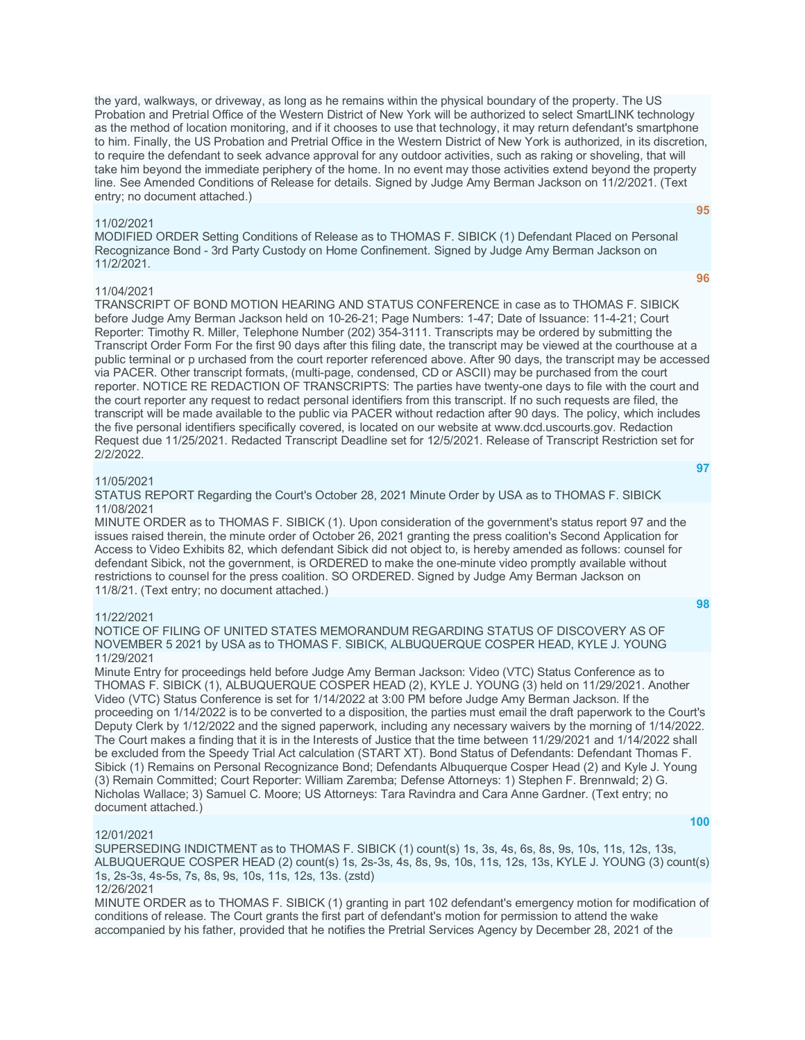the yard, walkways, or driveway, as long as he remains within the physical boundary of the property. The US Probation and Pretrial Office of the Western District of New York will be authorized to select SmartLINK technology as the method of location monitoring, and if it chooses to use that technology, it may return defendant's smartphone to him. Finally, the US Probation and Pretrial Office in the Western District of New York is authorized, in its discretion, to require the defendant to seek advance approval for any outdoor activities, such as raking or shoveling, that will take him beyond the immediate periphery of the home. In no event may those activities extend beyond the property line. See Amended Conditions of Release for details. Signed by Judge Amy Berman Jackson on 11/2/2021. (Text entry; no document attached.)

**95**

11/02/2021
MODIFIED ORDER Setting Conditions of Release as to THOMAS F. SIBICK (1) Defendant Placed on Personal Recognizance Bond - 3rd Party Custody on Home Confinement. Signed by Judge Amy Berman Jackson on 11/2/2021.

**96**

11/04/2021
TRANSCRIPT OF BOND MOTION HEARING AND STATUS CONFERENCE in case as to THOMAS F. SIBICK before Judge Amy Berman Jackson held on 10-26-21; Page Numbers: 1-47; Date of Issuance: 11-4-21; Court Reporter: Timothy R. Miller, Telephone Number (202) 354-3111. Transcripts may be ordered by submitting the Transcript Order Form For the first 90 days after this filing date, the transcript may be viewed at the courthouse at a public terminal or p urchased from the court reporter referenced above. After 90 days, the transcript may be accessed via PACER. Other transcript formats, (multi-page, condensed, CD or ASCII) may be purchased from the court reporter. NOTICE RE REDACTION OF TRANSCRIPTS: The parties have twenty-one days to file with the court and the court reporter any request to redact personal identifiers from this transcript. If no such requests are filed, the transcript will be made available to the public via PACER without redaction after 90 days. The policy, which includes the five personal identifiers specifically covered, is located on our website at www.dcd.uscourts.gov. Redaction Request due 11/25/2021. Redacted Transcript Deadline set for 12/5/2021. Release of Transcript Restriction set for 2/2/2022.

**97**

11/05/2021
STATUS REPORT Regarding the Court's October 28, 2021 Minute Order by USA as to THOMAS F. SIBICK

11/08/2021
MINUTE ORDER as to THOMAS F. SIBICK (1). Upon consideration of the government's status report 97 and the issues raised therein, the minute order of October 26, 2021 granting the press coalition's Second Application for Access to Video Exhibits 82, which defendant Sibick did not object to, is hereby amended as follows: counsel for defendant Sibick, not the government, is ORDERED to make the one-minute video promptly available without restrictions to counsel for the press coalition. SO ORDERED. Signed by Judge Amy Berman Jackson on 11/8/21. (Text entry; no document attached.)

**98**

11/22/2021
NOTICE OF FILING OF UNITED STATES MEMORANDUM REGARDING STATUS OF DISCOVERY AS OF NOVEMBER 5 2021 by USA as to THOMAS F. SIBICK, ALBUQUERQUE COSPER HEAD, KYLE J. YOUNG

11/29/2021
Minute Entry for proceedings held before Judge Amy Berman Jackson: Video (VTC) Status Conference as to THOMAS F. SIBICK (1), ALBUQUERQUE COSPER HEAD (2), KYLE J. YOUNG (3) held on 11/29/2021. Another Video (VTC) Status Conference is set for 1/14/2022 at 3:00 PM before Judge Amy Berman Jackson. If the proceeding on 1/14/2022 is to be converted to a disposition, the parties must email the draft paperwork to the Court's Deputy Clerk by 1/12/2022 and the signed paperwork, including any necessary waivers by the morning of 1/14/2022. The Court makes a finding that it is in the Interests of Justice that the time between 11/29/2021 and 1/14/2022 shall be excluded from the Speedy Trial Act calculation (START XT). Bond Status of Defendants: Defendant Thomas F. Sibick (1) Remains on Personal Recognizance Bond; Defendants Albuquerque Cosper Head (2) and Kyle J. Young (3) Remain Committed; Court Reporter: William Zaremba; Defense Attorneys: 1) Stephen F. Brennwald; 2) G. Nicholas Wallace; 3) Samuel C. Moore; US Attorneys: Tara Ravindra and Cara Anne Gardner. (Text entry; no document attached.)

**100**

12/01/2021
SUPERSEDING INDICTMENT as to THOMAS F. SIBICK (1) count(s) 1s, 3s, 4s, 6s, 8s, 9s, 10s, 11s, 12s, 13s, ALBUQUERQUE COSPER HEAD (2) count(s) 1s, 2s-3s, 4s, 8s, 9s, 10s, 11s, 12s, 13s, KYLE J. YOUNG (3) count(s) 1s, 2s-3s, 4s-5s, 7s, 8s, 9s, 10s, 11s, 12s, 13s. (zstd)

12/26/2021
MINUTE ORDER as to THOMAS F. SIBICK (1) granting in part 102 defendant's emergency motion for modification of conditions of release. The Court grants the first part of defendant's motion for permission to attend the wake accompanied by his father, provided that he notifies the Pretrial Services Agency by December 28, 2021 of the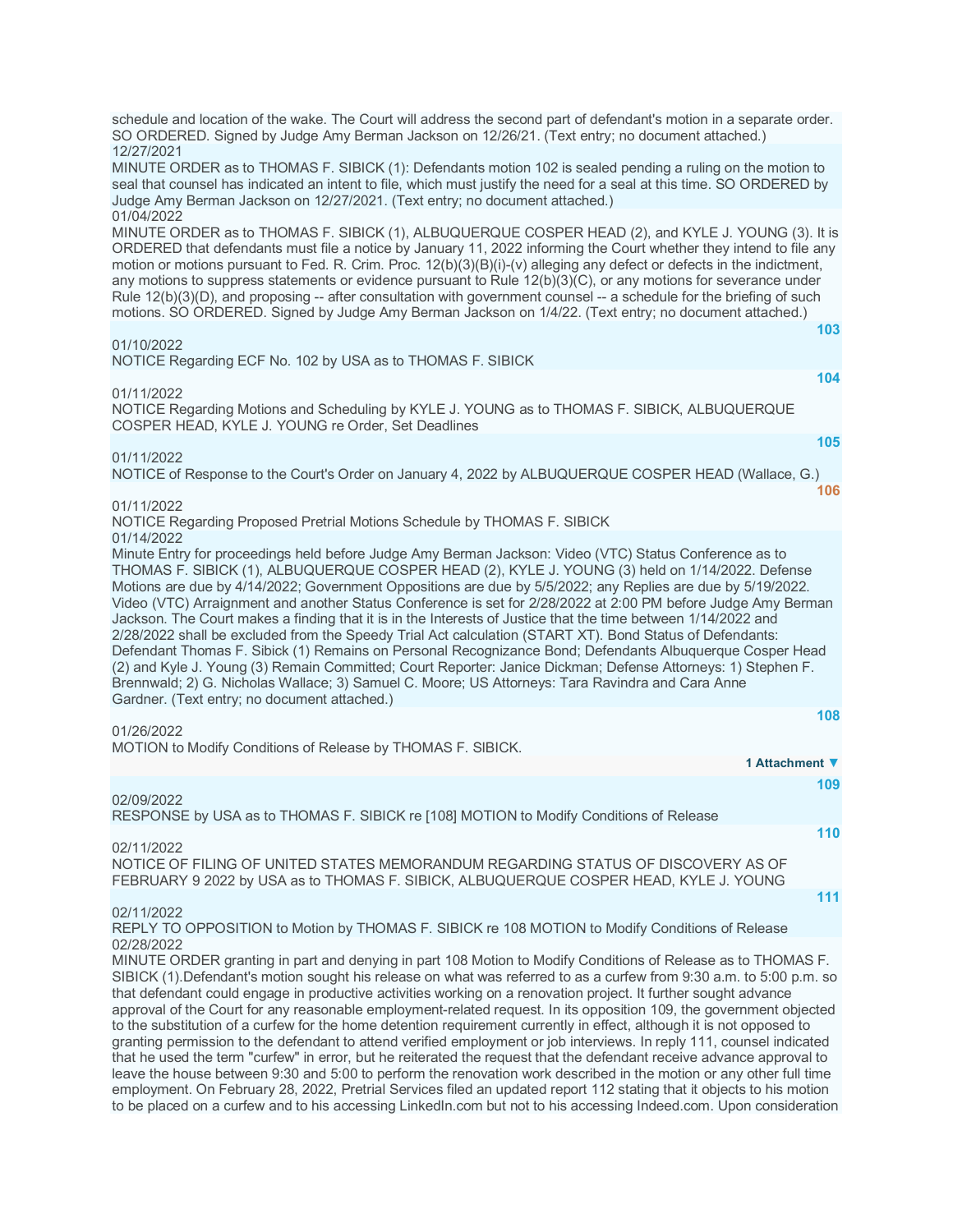schedule and location of the wake. The Court will address the second part of defendant's motion in a separate order. SO ORDERED. Signed by Judge Amy Berman Jackson on 12/26/21. (Text entry; no document attached.)

12/27/2021

MINUTE ORDER as to THOMAS F. SIBICK (1): Defendants motion 102 is sealed pending a ruling on the motion to seal that counsel has indicated an intent to file, which must justify the need for a seal at this time. SO ORDERED by Judge Amy Berman Jackson on 12/27/2021. (Text entry; no document attached.)

01/04/2022

MINUTE ORDER as to THOMAS F. SIBICK (1), ALBUQUERQUE COSPER HEAD (2), and KYLE J. YOUNG (3). It is ORDERED that defendants must file a notice by January 11, 2022 informing the Court whether they intend to file any motion or motions pursuant to Fed. R. Crim. Proc. 12(b)(3)(B)(i)-(v) alleging any defect or defects in the indictment, any motions to suppress statements or evidence pursuant to Rule 12(b)(3)(C), or any motions for severance under Rule 12(b)(3)(D), and proposing -- after consultation with government counsel -- a schedule for the briefing of such motions. SO ORDERED. Signed by Judge Amy Berman Jackson on 1/4/22. (Text entry; no document attached.)

103

01/10/2022

NOTICE Regarding ECF No. 102 by USA as to THOMAS F. SIBICK

104

01/11/2022

NOTICE Regarding Motions and Scheduling by KYLE J. YOUNG as to THOMAS F. SIBICK, ALBUQUERQUE COSPER HEAD, KYLE J. YOUNG re Order, Set Deadlines

105

01/11/2022

NOTICE of Response to the Court's Order on January 4, 2022 by ALBUQUERQUE COSPER HEAD (Wallace, G.)

106

01/11/2022

NOTICE Regarding Proposed Pretrial Motions Schedule by THOMAS F. SIBICK

01/14/2022

Minute Entry for proceedings held before Judge Amy Berman Jackson: Video (VTC) Status Conference as to THOMAS F. SIBICK (1), ALBUQUERQUE COSPER HEAD (2), KYLE J. YOUNG (3) held on 1/14/2022. Defense Motions are due by 4/14/2022; Government Oppositions are due by 5/5/2022; any Replies are due by 5/19/2022. Video (VTC) Arraignment and another Status Conference is set for 2/28/2022 at 2:00 PM before Judge Amy Berman Jackson. The Court makes a finding that it is in the Interests of Justice that the time between 1/14/2022 and 2/28/2022 shall be excluded from the Speedy Trial Act calculation (START XT). Bond Status of Defendants: Defendant Thomas F. Sibick (1) Remains on Personal Recognizance Bond; Defendants Albuquerque Cosper Head (2) and Kyle J. Young (3) Remain Committed; Court Reporter: Janice Dickman; Defense Attorneys: 1) Stephen F. Brennwald; 2) G. Nicholas Wallace; 3) Samuel C. Moore; US Attorneys: Tara Ravindra and Cara Anne Gardner. (Text entry; no document attached.)

108

01/26/2022

MOTION to Modify Conditions of Release by THOMAS F. SIBICK.

1 Attachment ▼

109

02/09/2022

RESPONSE by USA as to THOMAS F. SIBICK re [108] MOTION to Modify Conditions of Release

110

02/11/2022

NOTICE OF FILING OF UNITED STATES MEMORANDUM REGARDING STATUS OF DISCOVERY AS OF FEBRUARY 9 2022 by USA as to THOMAS F. SIBICK, ALBUQUERQUE COSPER HEAD, KYLE J. YOUNG

111

02/11/2022

REPLY TO OPPOSITION to Motion by THOMAS F. SIBICK re 108 MOTION to Modify Conditions of Release

02/28/2022

MINUTE ORDER granting in part and denying in part 108 Motion to Modify Conditions of Release as to THOMAS F. SIBICK (1).Defendant's motion sought his release on what was referred to as a curfew from 9:30 a.m. to 5:00 p.m. so that defendant could engage in productive activities working on a renovation project. It further sought advance approval of the Court for any reasonable employment-related request. In its opposition 109, the government objected to the substitution of a curfew for the home detention requirement currently in effect, although it is not opposed to granting permission to the defendant to attend verified employment or job interviews. In reply 111, counsel indicated that he used the term "curfew" in error, but he reiterated the request that the defendant receive advance approval to leave the house between 9:30 and 5:00 to perform the renovation work described in the motion or any other full time employment. On February 28, 2022, Pretrial Services filed an updated report 112 stating that it objects to his motion to be placed on a curfew and to his accessing LinkedIn.com but not to his accessing Indeed.com. Upon consideration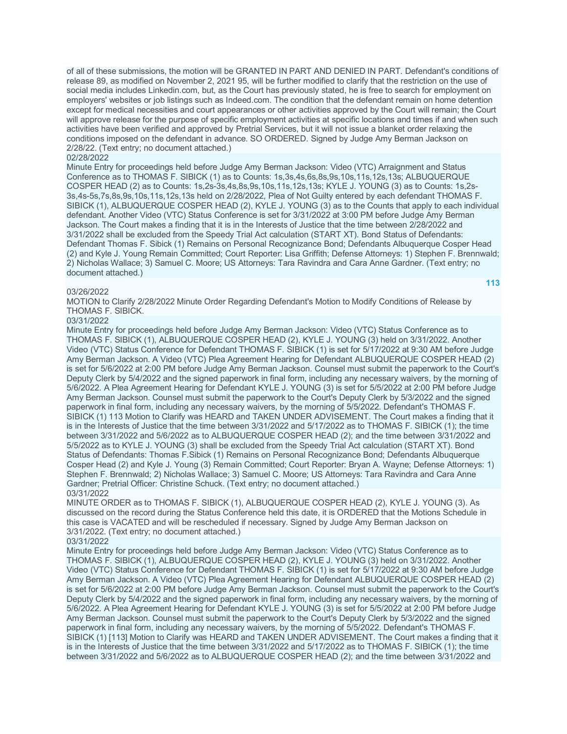of all of these submissions, the motion will be GRANTED IN PART AND DENIED IN PART. Defendant's conditions of release 89, as modified on November 2, 2021 95, will be further modified to clarify that the restriction on the use of social media includes Linkedin.com, but, as the Court has previously stated, he is free to search for employment on employers' websites or job listings such as Indeed.com. The condition that the defendant remain on home detention except for medical necessities and court appearances or other activities approved by the Court will remain; the Court will approve release for the purpose of specific employment activities at specific locations and times if and when such activities have been verified and approved by Pretrial Services, but it will not issue a blanket order relaxing the conditions imposed on the defendant in advance. SO ORDERED. Signed by Judge Amy Berman Jackson on 2/28/22. (Text entry; no document attached.)

02/28/2022

Minute Entry for proceedings held before Judge Amy Berman Jackson: Video (VTC) Arraignment and Status Conference as to THOMAS F. SIBICK (1) as to Counts: 1s,3s,4s,6s,8s,9s,10s,11s,12s,13s; ALBUQUERQUE COSPER HEAD (2) as to Counts: 1s,2s-3s,4s,8s,9s,10s,11s,12s,13s; KYLE J. YOUNG (3) as to Counts: 1s,2s-3s,4s-5s,7s,8s,9s,10s,11s,12s,13s held on 2/28/2022, Plea of Not Guilty entered by each defendant THOMAS F. SIBICK (1), ALBUQUERQUE COSPER HEAD (2), KYLE J. YOUNG (3) as to the Counts that apply to each individual defendant. Another Video (VTC) Status Conference is set for 3/31/2022 at 3:00 PM before Judge Amy Berman Jackson. The Court makes a finding that it is in the Interests of Justice that the time between 2/28/2022 and 3/31/2022 shall be excluded from the Speedy Trial Act calculation (START XT). Bond Status of Defendants: Defendant Thomas F. Sibick (1) Remains on Personal Recognizance Bond; Defendants Albuquerque Cosper Head (2) and Kyle J. Young Remain Committed; Court Reporter: Lisa Griffith; Defense Attorneys: 1) Stephen F. Brennwald; 2) Nicholas Wallace; 3) Samuel C. Moore; US Attorneys: Tara Ravindra and Cara Anne Gardner. (Text entry; no document attached.)

113

03/26/2022

MOTION to Clarify 2/28/2022 Minute Order Regarding Defendant's Motion to Modify Conditions of Release by THOMAS F. SIBICK.

03/31/2022

Minute Entry for proceedings held before Judge Amy Berman Jackson: Video (VTC) Status Conference as to THOMAS F. SIBICK (1), ALBUQUERQUE COSPER HEAD (2), KYLE J. YOUNG (3) held on 3/31/2022. Another Video (VTC) Status Conference for Defendant THOMAS F. SIBICK (1) is set for 5/17/2022 at 9:30 AM before Judge Amy Berman Jackson. A Video (VTC) Plea Agreement Hearing for Defendant ALBUQUERQUE COSPER HEAD (2) is set for 5/6/2022 at 2:00 PM before Judge Amy Berman Jackson. Counsel must submit the paperwork to the Court's Deputy Clerk by 5/4/2022 and the signed paperwork in final form, including any necessary waivers, by the morning of 5/6/2022. A Plea Agreement Hearing for Defendant KYLE J. YOUNG (3) is set for 5/5/2022 at 2:00 PM before Judge Amy Berman Jackson. Counsel must submit the paperwork to the Court's Deputy Clerk by 5/3/2022 and the signed paperwork in final form, including any necessary waivers, by the morning of 5/5/2022. Defendant's THOMAS F. SIBICK (1) 113 Motion to Clarify was HEARD and TAKEN UNDER ADVISEMENT. The Court makes a finding that it is in the Interests of Justice that the time between 3/31/2022 and 5/17/2022 as to THOMAS F. SIBICK (1); the time between 3/31/2022 and 5/6/2022 as to ALBUQUERQUE COSPER HEAD (2); and the time between 3/31/2022 and 5/5/2022 as to KYLE J. YOUNG (3) shall be excluded from the Speedy Trial Act calculation (START XT). Bond Status of Defendants: Thomas F.Sibick (1) Remains on Personal Recognizance Bond; Defendants Albuquerque Cosper Head (2) and Kyle J. Young (3) Remain Committed; Court Reporter: Bryan A. Wayne; Defense Attorneys: 1) Stephen F. Brennwald; 2) Nicholas Wallace; 3) Samuel C. Moore; US Attorneys: Tara Ravindra and Cara Anne Gardner; Pretrial Officer: Christine Schuck. (Text entry; no document attached.)

03/31/2022

MINUTE ORDER as to THOMAS F. SIBICK (1), ALBUQUERQUE COSPER HEAD (2), KYLE J. YOUNG (3). As discussed on the record during the Status Conference held this date, it is ORDERED that the Motions Schedule in this case is VACATED and will be rescheduled if necessary. Signed by Judge Amy Berman Jackson on 3/31/2022. (Text entry; no document attached.)

03/31/2022

Minute Entry for proceedings held before Judge Amy Berman Jackson: Video (VTC) Status Conference as to THOMAS F. SIBICK (1), ALBUQUERQUE COSPER HEAD (2), KYLE J. YOUNG (3) held on 3/31/2022. Another Video (VTC) Status Conference for Defendant THOMAS F. SIBICK (1) is set for 5/17/2022 at 9:30 AM before Judge Amy Berman Jackson. A Video (VTC) Plea Agreement Hearing for Defendant ALBUQUERQUE COSPER HEAD (2) is set for 5/6/2022 at 2:00 PM before Judge Amy Berman Jackson. Counsel must submit the paperwork to the Court's Deputy Clerk by 5/4/2022 and the signed paperwork in final form, including any necessary waivers, by the morning of 5/6/2022. A Plea Agreement Hearing for Defendant KYLE J. YOUNG (3) is set for 5/5/2022 at 2:00 PM before Judge Amy Berman Jackson. Counsel must submit the paperwork to the Court's Deputy Clerk by 5/3/2022 and the signed paperwork in final form, including any necessary waivers, by the morning of 5/5/2022. Defendant's THOMAS F. SIBICK (1) [113] Motion to Clarify was HEARD and TAKEN UNDER ADVISEMENT. The Court makes a finding that it is in the Interests of Justice that the time between 3/31/2022 and 5/17/2022 as to THOMAS F. SIBICK (1); the time between 3/31/2022 and 5/6/2022 as to ALBUQUERQUE COSPER HEAD (2); and the time between 3/31/2022 and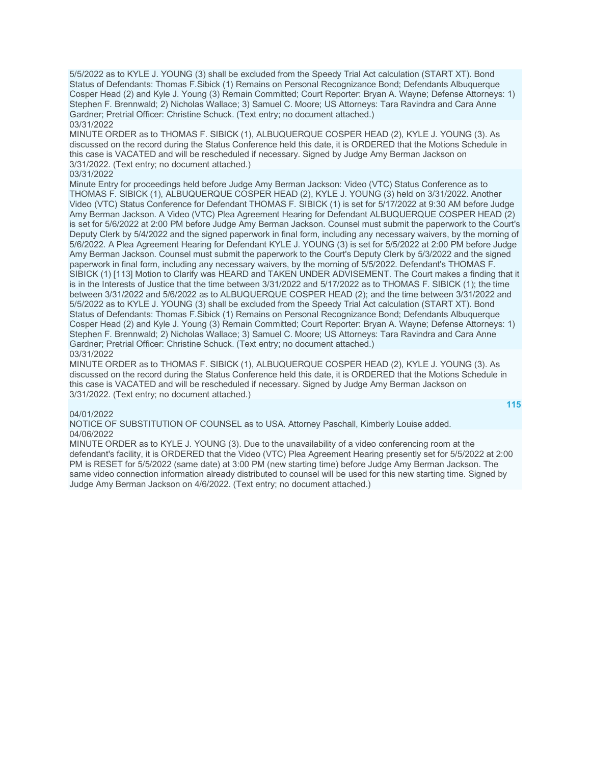5/5/2022 as to KYLE J. YOUNG (3) shall be excluded from the Speedy Trial Act calculation (START XT). Bond Status of Defendants: Thomas F.Sibick (1) Remains on Personal Recognizance Bond; Defendants Albuquerque Cosper Head (2) and Kyle J. Young (3) Remain Committed; Court Reporter: Bryan A. Wayne; Defense Attorneys: 1) Stephen F. Brennwald; 2) Nicholas Wallace; 3) Samuel C. Moore; US Attorneys: Tara Ravindra and Cara Anne Gardner; Pretrial Officer: Christine Schuck. (Text entry; no document attached.)

03/31/2022

MINUTE ORDER as to THOMAS F. SIBICK (1), ALBUQUERQUE COSPER HEAD (2), KYLE J. YOUNG (3). As discussed on the record during the Status Conference held this date, it is ORDERED that the Motions Schedule in this case is VACATED and will be rescheduled if necessary. Signed by Judge Amy Berman Jackson on 3/31/2022. (Text entry; no document attached.)

03/31/2022

Minute Entry for proceedings held before Judge Amy Berman Jackson: Video (VTC) Status Conference as to THOMAS F. SIBICK (1), ALBUQUERQUE COSPER HEAD (2), KYLE J. YOUNG (3) held on 3/31/2022. Another Video (VTC) Status Conference for Defendant THOMAS F. SIBICK (1) is set for 5/17/2022 at 9:30 AM before Judge Amy Berman Jackson. A Video (VTC) Plea Agreement Hearing for Defendant ALBUQUERQUE COSPER HEAD (2) is set for 5/6/2022 at 2:00 PM before Judge Amy Berman Jackson. Counsel must submit the paperwork to the Court's Deputy Clerk by 5/4/2022 and the signed paperwork in final form, including any necessary waivers, by the morning of 5/6/2022. A Plea Agreement Hearing for Defendant KYLE J. YOUNG (3) is set for 5/5/2022 at 2:00 PM before Judge Amy Berman Jackson. Counsel must submit the paperwork to the Court's Deputy Clerk by 5/3/2022 and the signed paperwork in final form, including any necessary waivers, by the morning of 5/5/2022. Defendant's THOMAS F. SIBICK (1) [113] Motion to Clarify was HEARD and TAKEN UNDER ADVISEMENT. The Court makes a finding that it is in the Interests of Justice that the time between 3/31/2022 and 5/17/2022 as to THOMAS F. SIBICK (1); the time between 3/31/2022 and 5/6/2022 as to ALBUQUERQUE COSPER HEAD (2); and the time between 3/31/2022 and 5/5/2022 as to KYLE J. YOUNG (3) shall be excluded from the Speedy Trial Act calculation (START XT). Bond Status of Defendants: Thomas F.Sibick (1) Remains on Personal Recognizance Bond; Defendants Albuquerque Cosper Head (2) and Kyle J. Young (3) Remain Committed; Court Reporter: Bryan A. Wayne; Defense Attorneys: 1) Stephen F. Brennwald; 2) Nicholas Wallace; 3) Samuel C. Moore; US Attorneys: Tara Ravindra and Cara Anne Gardner; Pretrial Officer: Christine Schuck. (Text entry; no document attached.)

03/31/2022

MINUTE ORDER as to THOMAS F. SIBICK (1), ALBUQUERQUE COSPER HEAD (2), KYLE J. YOUNG (3). As discussed on the record during the Status Conference held this date, it is ORDERED that the Motions Schedule in this case is VACATED and will be rescheduled if necessary. Signed by Judge Amy Berman Jackson on 3/31/2022. (Text entry; no document attached.)

115

04/01/2022

NOTICE OF SUBSTITUTION OF COUNSEL as to USA. Attorney Paschall, Kimberly Louise added.

04/06/2022

MINUTE ORDER as to KYLE J. YOUNG (3). Due to the unavailability of a video conferencing room at the defendant's facility, it is ORDERED that the Video (VTC) Plea Agreement Hearing presently set for 5/5/2022 at 2:00 PM is RESET for 5/5/2022 (same date) at 3:00 PM (new starting time) before Judge Amy Berman Jackson. The same video connection information already distributed to counsel will be used for this new starting time. Signed by Judge Amy Berman Jackson on 4/6/2022. (Text entry; no document attached.)